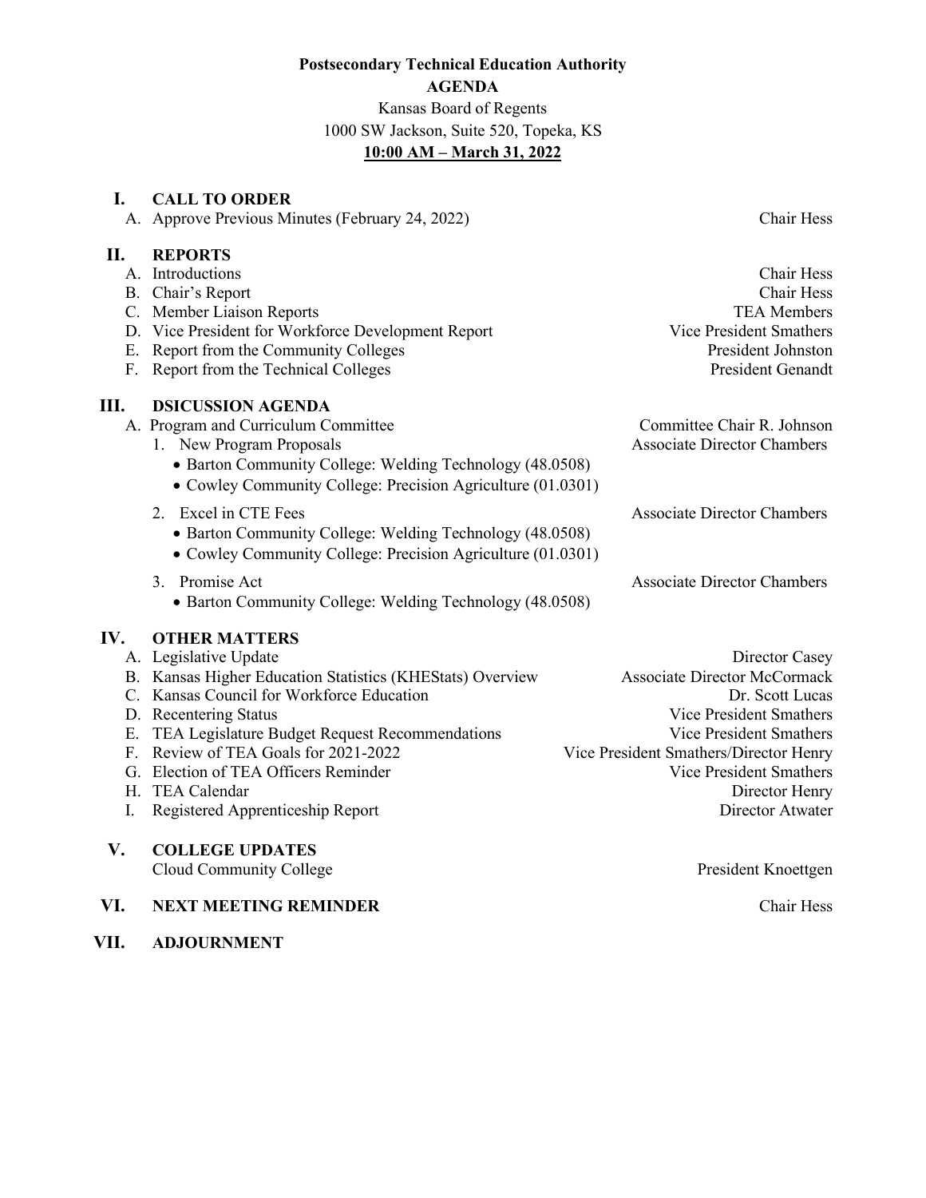**Postsecondary Technical Education Authority**

**AGENDA**

Kansas Board of Regents
1000 SW Jackson, Suite 520, Topeka, KS
**10:00 AM – March 31, 2022**

| | | |
|---|---|---|
| **I.** | **CALL TO ORDER** | |
| | A. Approve Previous Minutes (February 24, 2022) | Chair Hess |
| **II.** | **REPORTS** | |
| | A. Introductions | Chair Hess |
| | B. Chair's Report | Chair Hess |
| | C. Member Liaison Reports | TEA Members |
| | D. Vice President for Workforce Development Report | Vice President Smathers |
| | E. Report from the Community Colleges | President Johnston |
| | F. Report from the Technical Colleges | President Genandt |
| **III.** | **DSICUSSION AGENDA** | |
| | A. Program and Curriculum Committee | Committee Chair R. Johnson |
| | 1. New Program Proposals | Associate Director Chambers |
| | • Barton Community College: Welding Technology (48.0508) | |
| | • Cowley Community College: Precision Agriculture (01.0301) | |
| | 2. Excel in CTE Fees | Associate Director Chambers |
| | • Barton Community College: Welding Technology (48.0508) | |
| | • Cowley Community College: Precision Agriculture (01.0301) | |
| | 3. Promise Act | Associate Director Chambers |
| | • Barton Community College: Welding Technology (48.0508) | |
| **IV.** | **OTHER MATTERS** | |
| | A. Legislative Update | Director Casey |
| | B. Kansas Higher Education Statistics (KHEStats) Overview | Associate Director McCormack |
| | C. Kansas Council for Workforce Education | Dr. Scott Lucas |
| | D. Recentering Status | Vice President Smathers |
| | E. TEA Legislature Budget Request Recommendations | Vice President Smathers |
| | F. Review of TEA Goals for 2021-2022 | Vice President Smathers/Director Henry |
| | G. Election of TEA Officers Reminder | Vice President Smathers |
| | H. TEA Calendar | Director Henry |
| | I. Registered Apprenticeship Report | Director Atwater |
| **V.** | **COLLEGE UPDATES** | |
| | Cloud Community College | President Knoettgen |
| **VI.** | **NEXT MEETING REMINDER** | Chair Hess |
| **VII.** | **ADJOURNMENT** | |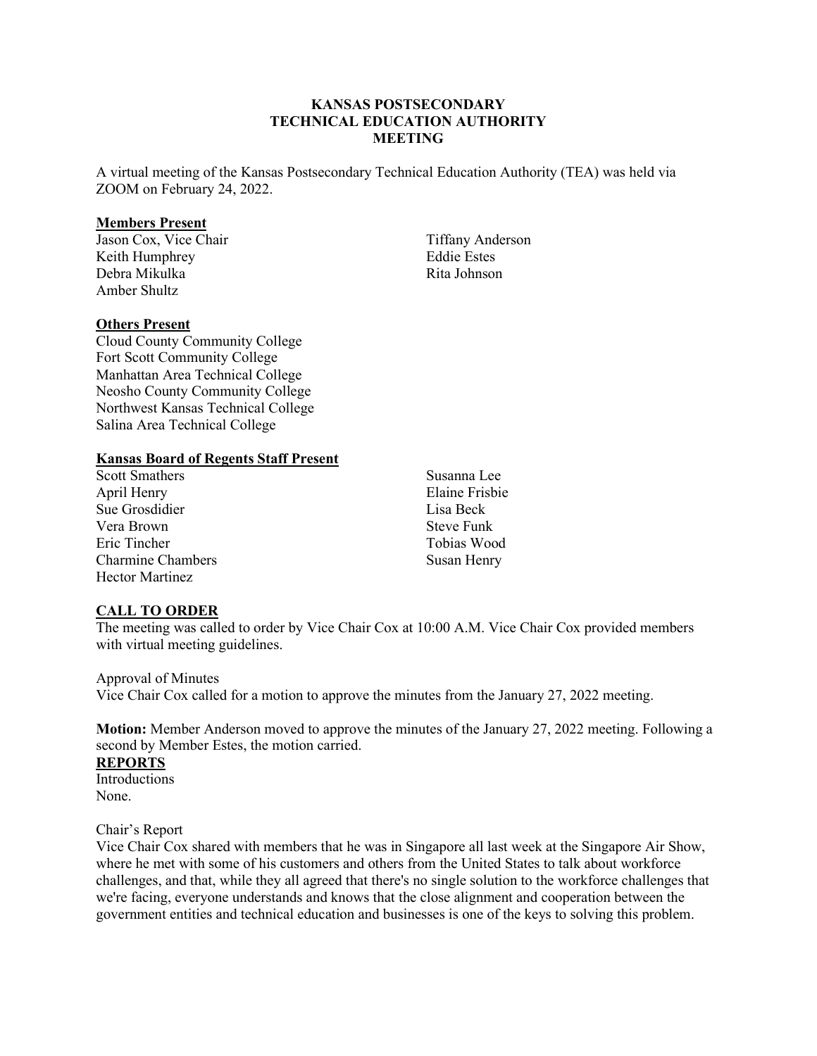**KANSAS POSTSECONDARY TECHNICAL EDUCATION AUTHORITY MEETING**

A virtual meeting of the Kansas Postsecondary Technical Education Authority (TEA) was held via ZOOM on February 24, 2022.

**Members Present**

Jason Cox, Vice Chair
Keith Humphrey
Debra Mikulka
Amber Shultz
Tiffany Anderson
Eddie Estes
Rita Johnson

**Others Present**

Cloud County Community College
Fort Scott Community College
Manhattan Area Technical College
Neosho County Community College
Northwest Kansas Technical College
Salina Area Technical College

**Kansas Board of Regents Staff Present**

Scott Smathers
April Henry
Sue Grosdidier
Vera Brown
Eric Tincher
Charmine Chambers
Hector Martinez
Susanna Lee
Elaine Frisbie
Lisa Beck
Steve Funk
Tobias Wood
Susan Henry

**CALL TO ORDER**

The meeting was called to order by Vice Chair Cox at 10:00 A.M. Vice Chair Cox provided members with virtual meeting guidelines.

Approval of Minutes

Vice Chair Cox called for a motion to approve the minutes from the January 27, 2022 meeting.

**Motion:** Member Anderson moved to approve the minutes of the January 27, 2022 meeting. Following a second by Member Estes, the motion carried.

**REPORTS**

Introductions

None.

Chair's Report

Vice Chair Cox shared with members that he was in Singapore all last week at the Singapore Air Show, where he met with some of his customers and others from the United States to talk about workforce challenges, and that, while they all agreed that there's no single solution to the workforce challenges that we're facing, everyone understands and knows that the close alignment and cooperation between the government entities and technical education and businesses is one of the keys to solving this problem.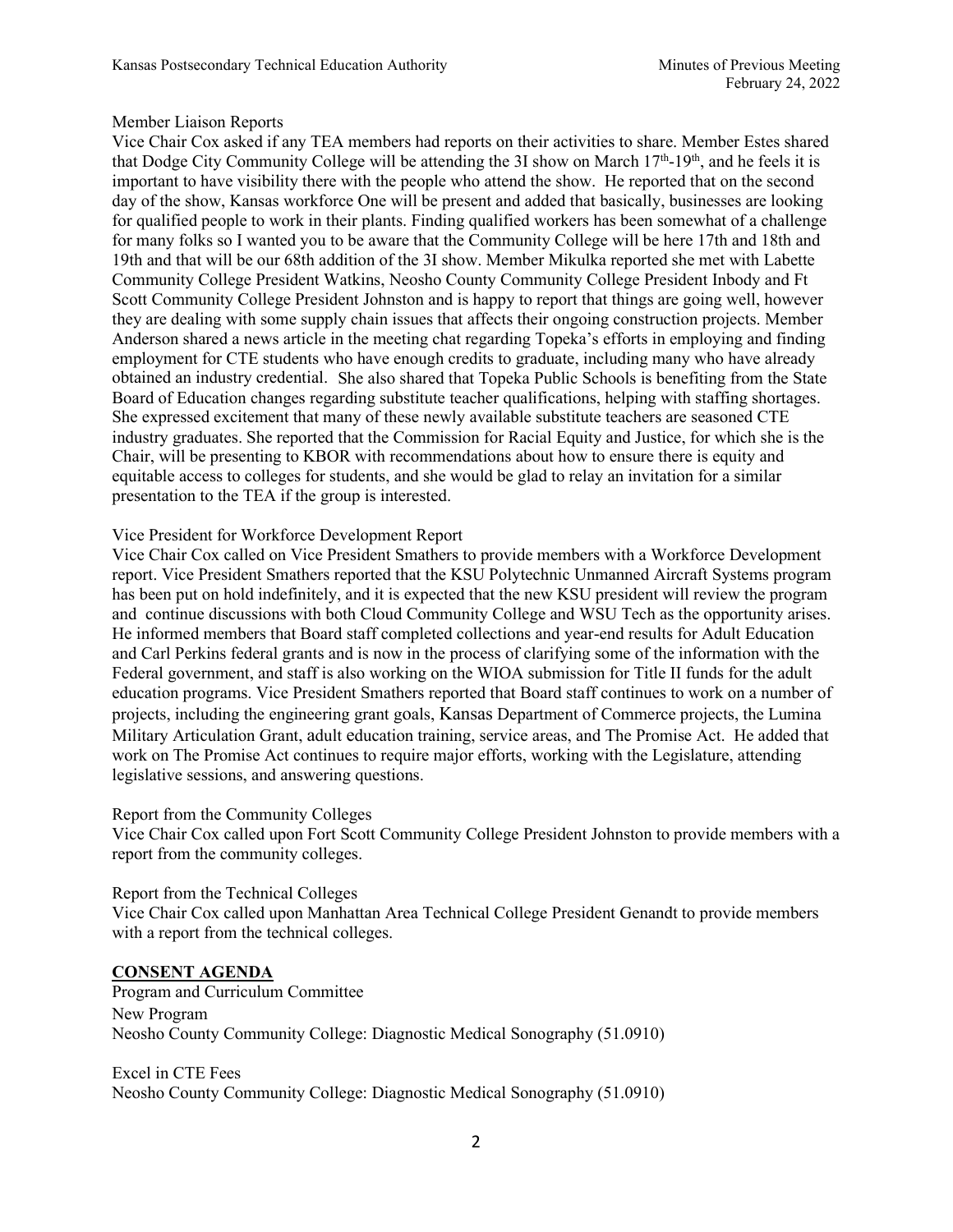Member Liaison Reports

Vice Chair Cox asked if any TEA members had reports on their activities to share. Member Estes shared that Dodge City Community College will be attending the 3I show on March 17th-19th, and he feels it is important to have visibility there with the people who attend the show. He reported that on the second day of the show, Kansas workforce One will be present and added that basically, businesses are looking for qualified people to work in their plants. Finding qualified workers has been somewhat of a challenge for many folks so I wanted you to be aware that the Community College will be here 17th and 18th and 19th and that will be our 68th addition of the 3I show. Member Mikulka reported she met with Labette Community College President Watkins, Neosho County Community College President Inbody and Ft Scott Community College President Johnston and is happy to report that things are going well, however they are dealing with some supply chain issues that affects their ongoing construction projects. Member Anderson shared a news article in the meeting chat regarding Topeka's efforts in employing and finding employment for CTE students who have enough credits to graduate, including many who have already obtained an industry credential. She also shared that Topeka Public Schools is benefiting from the State Board of Education changes regarding substitute teacher qualifications, helping with staffing shortages. She expressed excitement that many of these newly available substitute teachers are seasoned CTE industry graduates. She reported that the Commission for Racial Equity and Justice, for which she is the Chair, will be presenting to KBOR with recommendations about how to ensure there is equity and equitable access to colleges for students, and she would be glad to relay an invitation for a similar presentation to the TEA if the group is interested.

Vice President for Workforce Development Report

Vice Chair Cox called on Vice President Smathers to provide members with a Workforce Development report. Vice President Smathers reported that the KSU Polytechnic Unmanned Aircraft Systems program has been put on hold indefinitely, and it is expected that the new KSU president will review the program and continue discussions with both Cloud Community College and WSU Tech as the opportunity arises. He informed members that Board staff completed collections and year-end results for Adult Education and Carl Perkins federal grants and is now in the process of clarifying some of the information with the Federal government, and staff is also working on the WIOA submission for Title II funds for the adult education programs. Vice President Smathers reported that Board staff continues to work on a number of projects, including the engineering grant goals, Kansas Department of Commerce projects, the Lumina Military Articulation Grant, adult education training, service areas, and The Promise Act. He added that work on The Promise Act continues to require major efforts, working with the Legislature, attending legislative sessions, and answering questions.

Report from the Community Colleges

Vice Chair Cox called upon Fort Scott Community College President Johnston to provide members with a report from the community colleges.

Report from the Technical Colleges

Vice Chair Cox called upon Manhattan Area Technical College President Genandt to provide members with a report from the technical colleges.

## CONSENT AGENDA

Program and Curriculum Committee

New Program

Neosho County Community College: Diagnostic Medical Sonography (51.0910)

Excel in CTE Fees

Neosho County Community College: Diagnostic Medical Sonography (51.0910)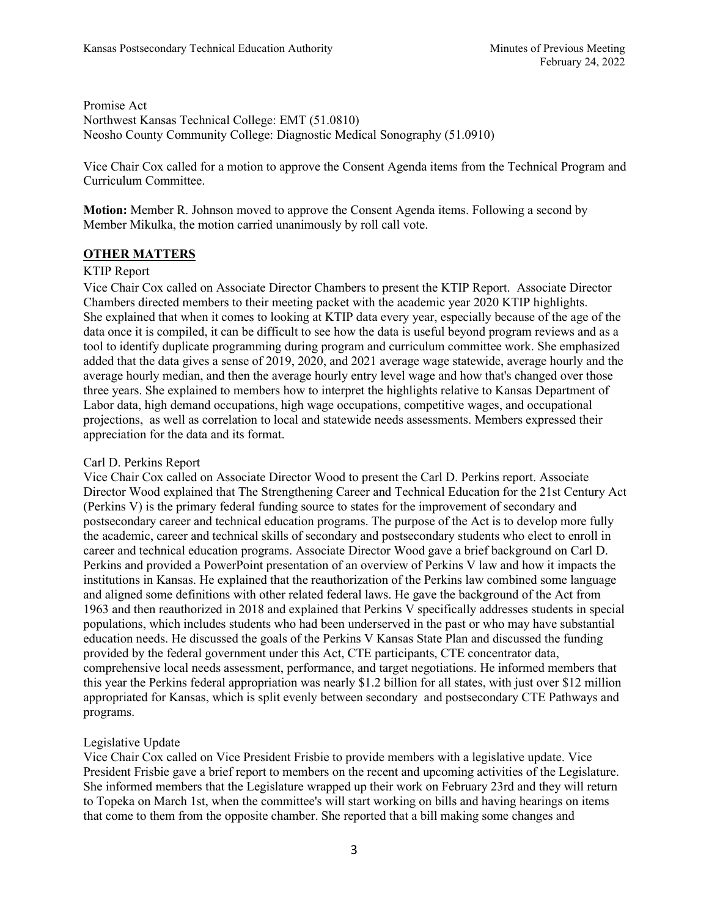Promise Act
Northwest Kansas Technical College: EMT (51.0810)
Neosho County Community College: Diagnostic Medical Sonography (51.0910)

Vice Chair Cox called for a motion to approve the Consent Agenda items from the Technical Program and Curriculum Committee.

**Motion:** Member R. Johnson moved to approve the Consent Agenda items. Following a second by Member Mikulka, the motion carried unanimously by roll call vote.

## OTHER MATTERS

KTIP Report

Vice Chair Cox called on Associate Director Chambers to present the KTIP Report. Associate Director Chambers directed members to their meeting packet with the academic year 2020 KTIP highlights. She explained that when it comes to looking at KTIP data every year, especially because of the age of the data once it is compiled, it can be difficult to see how the data is useful beyond program reviews and as a tool to identify duplicate programming during program and curriculum committee work. She emphasized added that the data gives a sense of 2019, 2020, and 2021 average wage statewide, average hourly and the average hourly median, and then the average hourly entry level wage and how that's changed over those three years. She explained to members how to interpret the highlights relative to Kansas Department of Labor data, high demand occupations, high wage occupations, competitive wages, and occupational projections, as well as correlation to local and statewide needs assessments. Members expressed their appreciation for the data and its format.

Carl D. Perkins Report

Vice Chair Cox called on Associate Director Wood to present the Carl D. Perkins report. Associate Director Wood explained that The Strengthening Career and Technical Education for the 21st Century Act (Perkins V) is the primary federal funding source to states for the improvement of secondary and postsecondary career and technical education programs. The purpose of the Act is to develop more fully the academic, career and technical skills of secondary and postsecondary students who elect to enroll in career and technical education programs. Associate Director Wood gave a brief background on Carl D. Perkins and provided a PowerPoint presentation of an overview of Perkins V law and how it impacts the institutions in Kansas. He explained that the reauthorization of the Perkins law combined some language and aligned some definitions with other related federal laws. He gave the background of the Act from 1963 and then reauthorized in 2018 and explained that Perkins V specifically addresses students in special populations, which includes students who had been underserved in the past or who may have substantial education needs. He discussed the goals of the Perkins V Kansas State Plan and discussed the funding provided by the federal government under this Act, CTE participants, CTE concentrator data, comprehensive local needs assessment, performance, and target negotiations. He informed members that this year the Perkins federal appropriation was nearly $1.2 billion for all states, with just over $12 million appropriated for Kansas, which is split evenly between secondary and postsecondary CTE Pathways and programs.

Legislative Update

Vice Chair Cox called on Vice President Frisbie to provide members with a legislative update. Vice President Frisbie gave a brief report to members on the recent and upcoming activities of the Legislature. She informed members that the Legislature wrapped up their work on February 23rd and they will return to Topeka on March 1st, when the committee's will start working on bills and having hearings on items that come to them from the opposite chamber. She reported that a bill making some changes and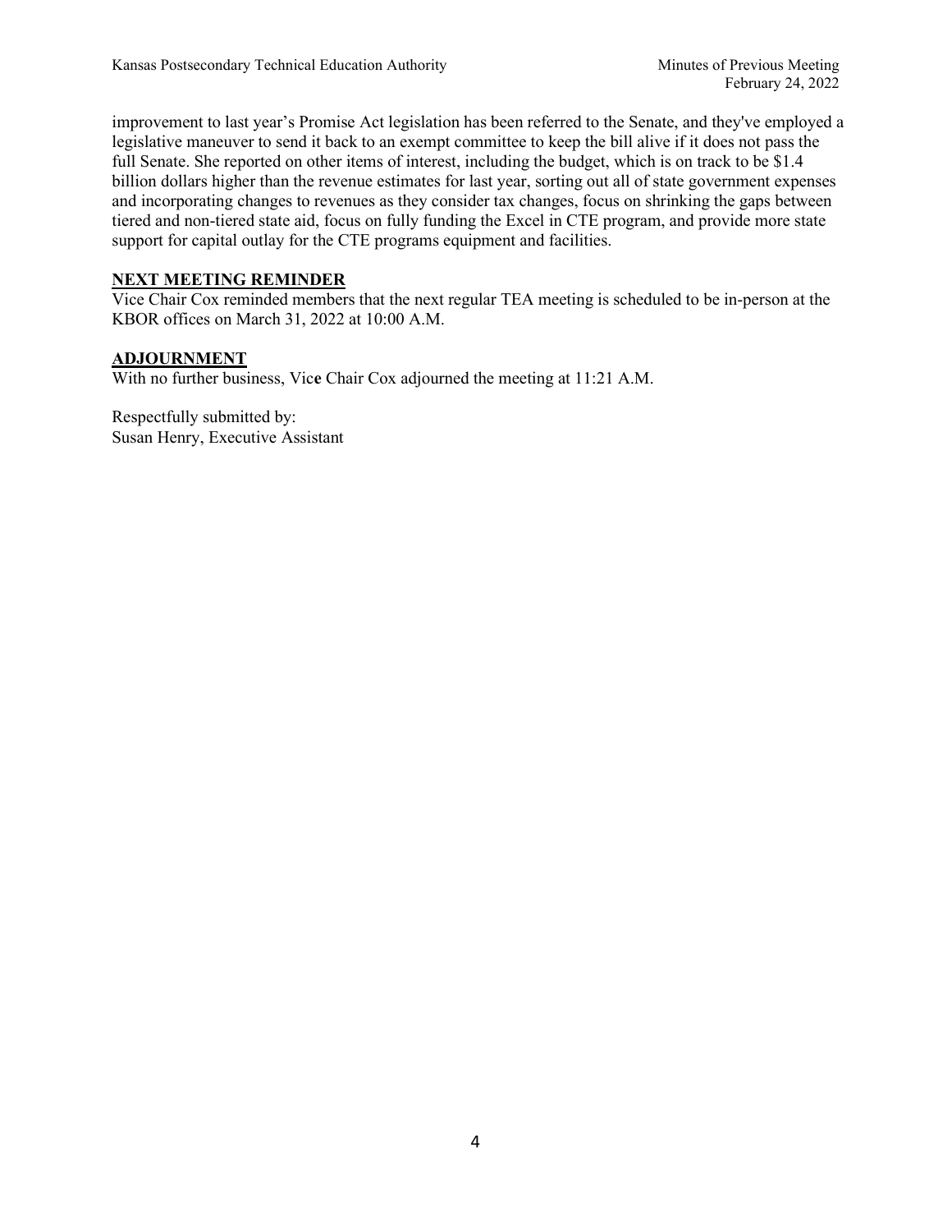improvement to last year's Promise Act legislation has been referred to the Senate, and they've employed a legislative maneuver to send it back to an exempt committee to keep the bill alive if it does not pass the full Senate. She reported on other items of interest, including the budget, which is on track to be $1.4 billion dollars higher than the revenue estimates for last year, sorting out all of state government expenses and incorporating changes to revenues as they consider tax changes, focus on shrinking the gaps between tiered and non-tiered state aid, focus on fully funding the Excel in CTE program, and provide more state support for capital outlay for the CTE programs equipment and facilities.

**NEXT MEETING REMINDER**

Vice Chair Cox reminded members that the next regular TEA meeting is scheduled to be in-person at the KBOR offices on March 31, 2022 at 10:00 A.M.

**ADJOURNMENT**

With no further business, Vice Chair Cox adjourned the meeting at 11:21 A.M.

Respectfully submitted by:
Susan Henry, Executive Assistant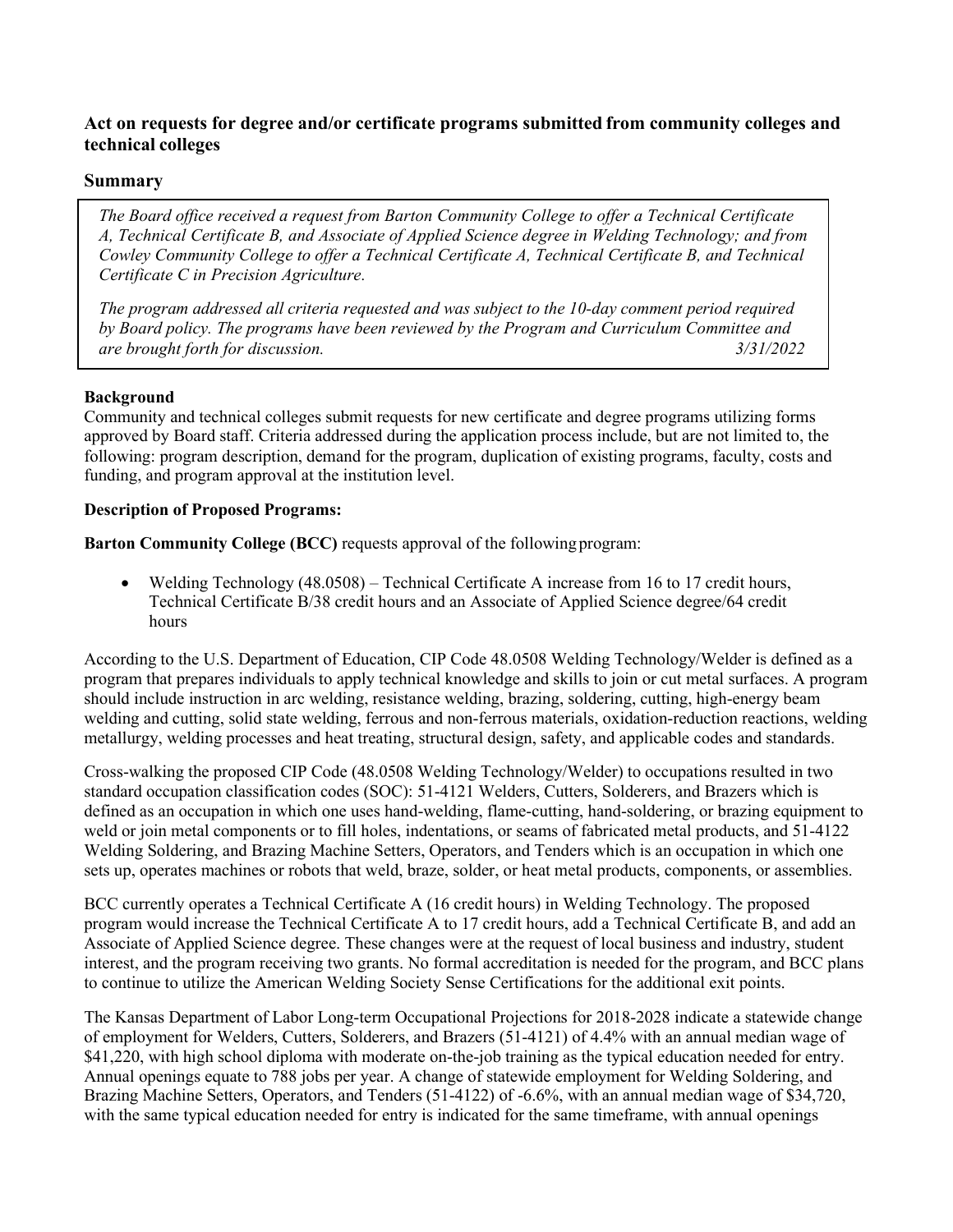### Act on requests for degree and/or certificate programs submitted from community colleges and technical colleges

### Summary

> *The Board office received a request from Barton Community College to offer a Technical Certificate A, Technical Certificate B, and Associate of Applied Science degree in Welding Technology; and from Cowley Community College to offer a Technical Certificate A, Technical Certificate B, and Technical Certificate C in Precision Agriculture.*
>
> *The program addressed all criteria requested and was subject to the 10-day comment period required by Board policy. The programs have been reviewed by the Program and Curriculum Committee and are brought forth for discussion.* *3/31/2022*

**Background**

Community and technical colleges submit requests for new certificate and degree programs utilizing forms approved by Board staff. Criteria addressed during the application process include, but are not limited to, the following: program description, demand for the program, duplication of existing programs, faculty, costs and funding, and program approval at the institution level.

**Description of Proposed Programs:**

**Barton Community College (BCC)** requests approval of the following program:

- Welding Technology (48.0508) – Technical Certificate A increase from 16 to 17 credit hours, Technical Certificate B/38 credit hours and an Associate of Applied Science degree/64 credit hours

According to the U.S. Department of Education, CIP Code 48.0508 Welding Technology/Welder is defined as a program that prepares individuals to apply technical knowledge and skills to join or cut metal surfaces. A program should include instruction in arc welding, resistance welding, brazing, soldering, cutting, high-energy beam welding and cutting, solid state welding, ferrous and non-ferrous materials, oxidation-reduction reactions, welding metallurgy, welding processes and heat treating, structural design, safety, and applicable codes and standards.

Cross-walking the proposed CIP Code (48.0508 Welding Technology/Welder) to occupations resulted in two standard occupation classification codes (SOC): 51-4121 Welders, Cutters, Solderers, and Brazers which is defined as an occupation in which one uses hand-welding, flame-cutting, hand-soldering, or brazing equipment to weld or join metal components or to fill holes, indentations, or seams of fabricated metal products, and 51-4122 Welding Soldering, and Brazing Machine Setters, Operators, and Tenders which is an occupation in which one sets up, operates machines or robots that weld, braze, solder, or heat metal products, components, or assemblies.

BCC currently operates a Technical Certificate A (16 credit hours) in Welding Technology. The proposed program would increase the Technical Certificate A to 17 credit hours, add a Technical Certificate B, and add an Associate of Applied Science degree. These changes were at the request of local business and industry, student interest, and the program receiving two grants. No formal accreditation is needed for the program, and BCC plans to continue to utilize the American Welding Society Sense Certifications for the additional exit points.

The Kansas Department of Labor Long-term Occupational Projections for 2018-2028 indicate a statewide change of employment for Welders, Cutters, Solderers, and Brazers (51-4121) of 4.4% with an annual median wage of $41,220, with high school diploma with moderate on-the-job training as the typical education needed for entry. Annual openings equate to 788 jobs per year. A change of statewide employment for Welding Soldering, and Brazing Machine Setters, Operators, and Tenders (51-4122) of -6.6%, with an annual median wage of $34,720, with the same typical education needed for entry is indicated for the same timeframe, with annual openings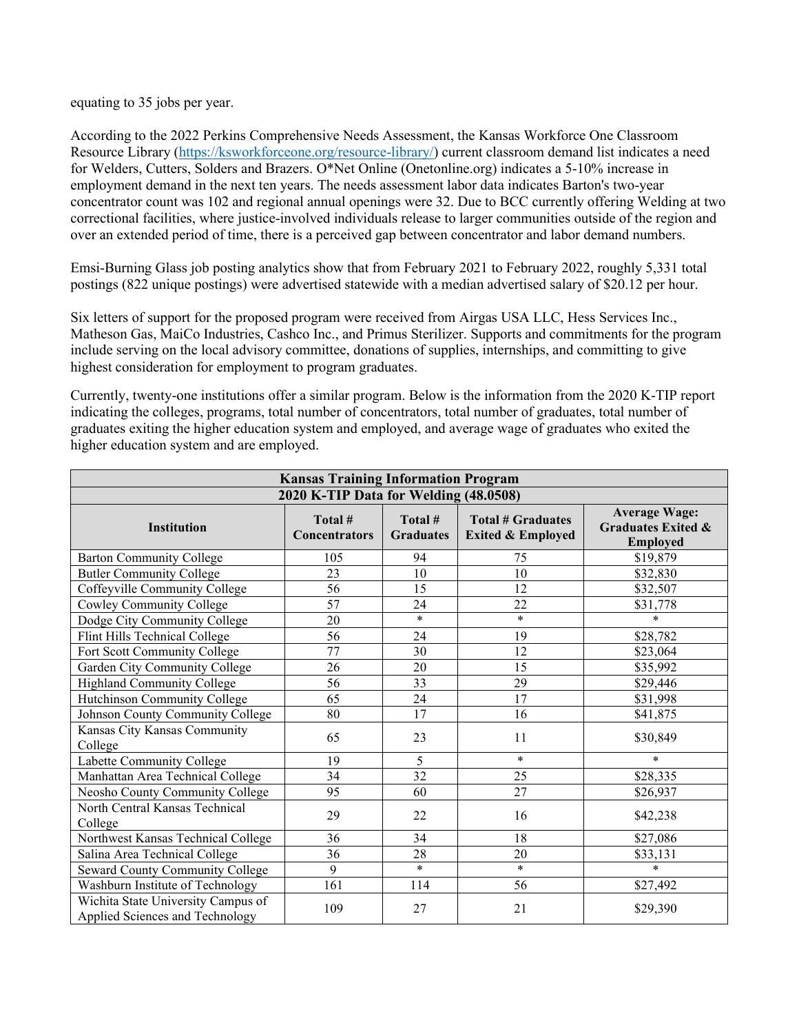equating to 35 jobs per year.

According to the 2022 Perkins Comprehensive Needs Assessment, the Kansas Workforce One Classroom Resource Library (https://ksworkforceone.org/resource-library/) current classroom demand list indicates a need for Welders, Cutters, Solders and Brazers. O*Net Online (Onetonline.org) indicates a 5-10% increase in employment demand in the next ten years. The needs assessment labor data indicates Barton's two-year concentrator count was 102 and regional annual openings were 32. Due to BCC currently offering Welding at two correctional facilities, where justice-involved individuals release to larger communities outside of the region and over an extended period of time, there is a perceived gap between concentrator and labor demand numbers.

Emsi-Burning Glass job posting analytics show that from February 2021 to February 2022, roughly 5,331 total postings (822 unique postings) were advertised statewide with a median advertised salary of $20.12 per hour.

Six letters of support for the proposed program were received from Airgas USA LLC, Hess Services Inc., Matheson Gas, MaiCo Industries, Cashco Inc., and Primus Sterilizer. Supports and commitments for the program include serving on the local advisory committee, donations of supplies, internships, and committing to give highest consideration for employment to program graduates.

Currently, twenty-one institutions offer a similar program. Below is the information from the 2020 K-TIP report indicating the colleges, programs, total number of concentrators, total number of graduates, total number of graduates exiting the higher education system and employed, and average wage of graduates who exited the higher education system and are employed.

| Kansas Training Information Program | | | | |
|---|---|---|---|---|
| 2020 K-TIP Data for Welding (48.0508) | | | | |
| **Institution** | **Total # Concentrators** | **Total # Graduates** | **Total # Graduates Exited & Employed** | **Average Wage: Graduates Exited & Employed** |
| Barton Community College | 105 | 94 | 75 | $19,879 |
| Butler Community College | 23 | 10 | 10 | $32,830 |
| Coffeyville Community College | 56 | 15 | 12 | $32,507 |
| Cowley Community College | 57 | 24 | 22 | $31,778 |
| Dodge City Community College | 20 | * | * | * |
| Flint Hills Technical College | 56 | 24 | 19 | $28,782 |
| Fort Scott Community College | 77 | 30 | 12 | $23,064 |
| Garden City Community College | 26 | 20 | 15 | $35,992 |
| Highland Community College | 56 | 33 | 29 | $29,446 |
| Hutchinson Community College | 65 | 24 | 17 | $31,998 |
| Johnson County Community College | 80 | 17 | 16 | $41,875 |
| Kansas City Kansas Community College | 65 | 23 | 11 | $30,849 |
| Labette Community College | 19 | 5 | * | * |
| Manhattan Area Technical College | 34 | 32 | 25 | $28,335 |
| Neosho County Community College | 95 | 60 | 27 | $26,937 |
| North Central Kansas Technical College | 29 | 22 | 16 | $42,238 |
| Northwest Kansas Technical College | 36 | 34 | 18 | $27,086 |
| Salina Area Technical College | 36 | 28 | 20 | $33,131 |
| Seward County Community College | 9 | * | * | * |
| Washburn Institute of Technology | 161 | 114 | 56 | $27,492 |
| Wichita State University Campus of Applied Sciences and Technology | 109 | 27 | 21 | $29,390 |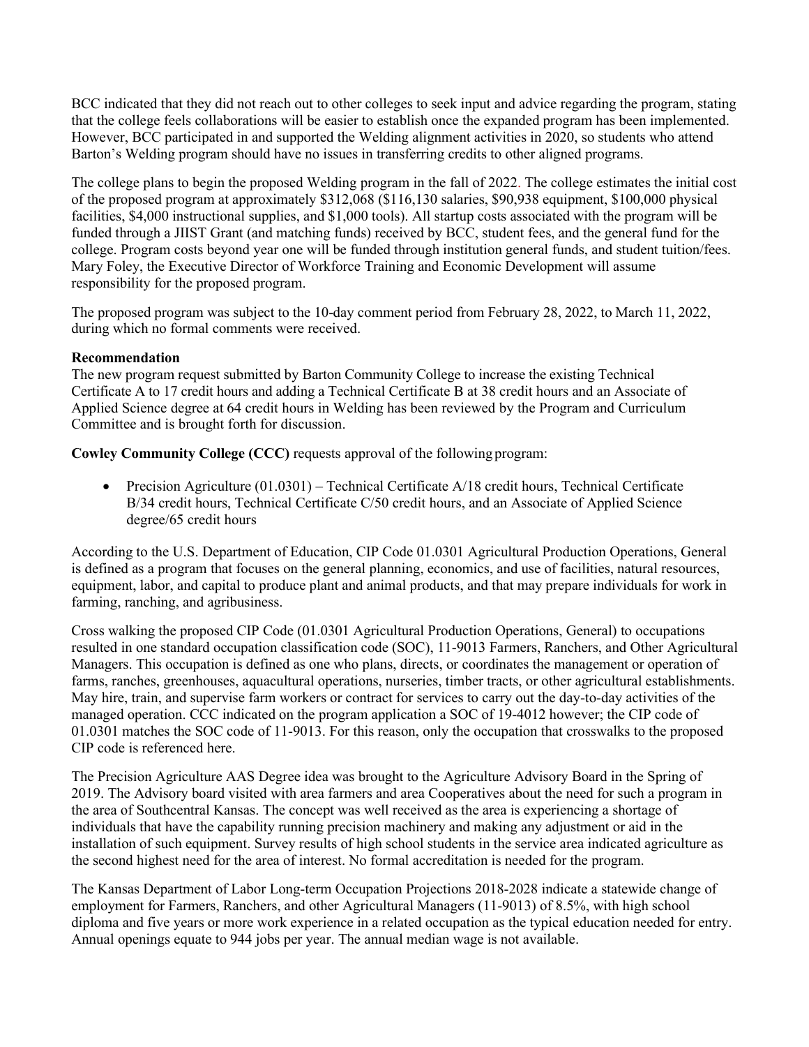BCC indicated that they did not reach out to other colleges to seek input and advice regarding the program, stating that the college feels collaborations will be easier to establish once the expanded program has been implemented. However, BCC participated in and supported the Welding alignment activities in 2020, so students who attend Barton's Welding program should have no issues in transferring credits to other aligned programs.

The college plans to begin the proposed Welding program in the fall of 2022. The college estimates the initial cost of the proposed program at approximately $312,068 ($116,130 salaries, $90,938 equipment, $100,000 physical facilities, $4,000 instructional supplies, and $1,000 tools). All startup costs associated with the program will be funded through a JIIST Grant (and matching funds) received by BCC, student fees, and the general fund for the college. Program costs beyond year one will be funded through institution general funds, and student tuition/fees. Mary Foley, the Executive Director of Workforce Training and Economic Development will assume responsibility for the proposed program.

The proposed program was subject to the 10-day comment period from February 28, 2022, to March 11, 2022, during which no formal comments were received.

**Recommendation**
The new program request submitted by Barton Community College to increase the existing Technical Certificate A to 17 credit hours and adding a Technical Certificate B at 38 credit hours and an Associate of Applied Science degree at 64 credit hours in Welding has been reviewed by the Program and Curriculum Committee and is brought forth for discussion.

**Cowley Community College (CCC)** requests approval of the following program:

- Precision Agriculture (01.0301) – Technical Certificate A/18 credit hours, Technical Certificate B/34 credit hours, Technical Certificate C/50 credit hours, and an Associate of Applied Science degree/65 credit hours

According to the U.S. Department of Education, CIP Code 01.0301 Agricultural Production Operations, General is defined as a program that focuses on the general planning, economics, and use of facilities, natural resources, equipment, labor, and capital to produce plant and animal products, and that may prepare individuals for work in farming, ranching, and agribusiness.

Cross walking the proposed CIP Code (01.0301 Agricultural Production Operations, General) to occupations resulted in one standard occupation classification code (SOC), 11-9013 Farmers, Ranchers, and Other Agricultural Managers. This occupation is defined as one who plans, directs, or coordinates the management or operation of farms, ranches, greenhouses, aquacultural operations, nurseries, timber tracts, or other agricultural establishments. May hire, train, and supervise farm workers or contract for services to carry out the day-to-day activities of the managed operation. CCC indicated on the program application a SOC of 19-4012 however; the CIP code of 01.0301 matches the SOC code of 11-9013. For this reason, only the occupation that crosswalks to the proposed CIP code is referenced here.

The Precision Agriculture AAS Degree idea was brought to the Agriculture Advisory Board in the Spring of 2019. The Advisory board visited with area farmers and area Cooperatives about the need for such a program in the area of Southcentral Kansas. The concept was well received as the area is experiencing a shortage of individuals that have the capability running precision machinery and making any adjustment or aid in the installation of such equipment. Survey results of high school students in the service area indicated agriculture as the second highest need for the area of interest. No formal accreditation is needed for the program.

The Kansas Department of Labor Long-term Occupation Projections 2018-2028 indicate a statewide change of employment for Farmers, Ranchers, and other Agricultural Managers (11-9013) of 8.5%, with high school diploma and five years or more work experience in a related occupation as the typical education needed for entry. Annual openings equate to 944 jobs per year. The annual median wage is not available.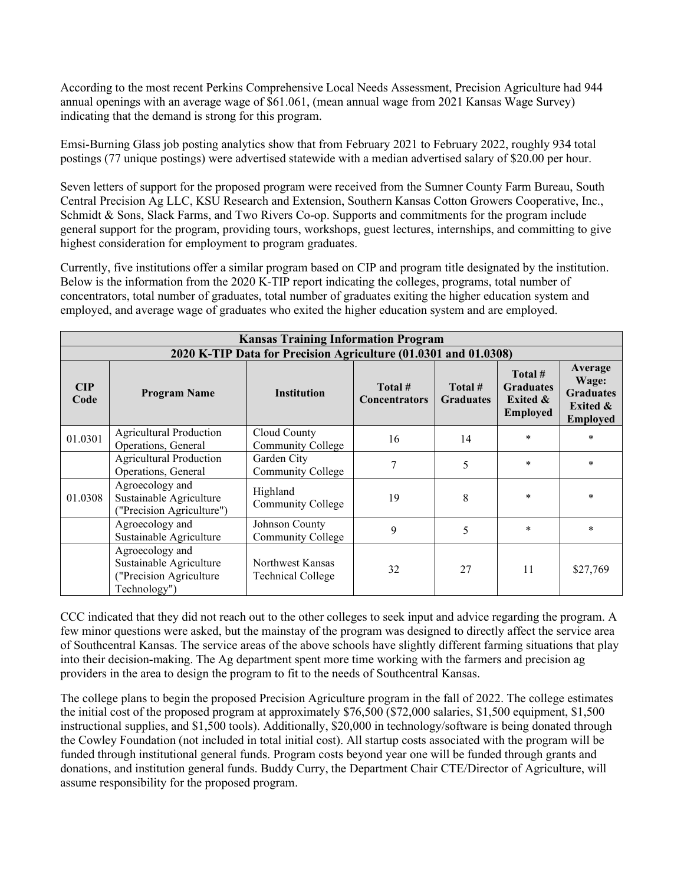According to the most recent Perkins Comprehensive Local Needs Assessment, Precision Agriculture had 944 annual openings with an average wage of $61.061, (mean annual wage from 2021 Kansas Wage Survey) indicating that the demand is strong for this program.

Emsi-Burning Glass job posting analytics show that from February 2021 to February 2022, roughly 934 total postings (77 unique postings) were advertised statewide with a median advertised salary of $20.00 per hour.

Seven letters of support for the proposed program were received from the Sumner County Farm Bureau, South Central Precision Ag LLC, KSU Research and Extension, Southern Kansas Cotton Growers Cooperative, Inc., Schmidt & Sons, Slack Farms, and Two Rivers Co-op. Supports and commitments for the program include general support for the program, providing tours, workshops, guest lectures, internships, and committing to give highest consideration for employment to program graduates.

Currently, five institutions offer a similar program based on CIP and program title designated by the institution. Below is the information from the 2020 K-TIP report indicating the colleges, programs, total number of concentrators, total number of graduates, total number of graduates exiting the higher education system and employed, and average wage of graduates who exited the higher education system and are employed.

| **Kansas Training Information Program** | | | | | | |
|---|---|---|---|---|---|---|
| **2020 K-TIP Data for Precision Agriculture (01.0301 and 01.0308)** | | | | | | |
| **CIP Code** | **Program Name** | **Institution** | **Total # Concentrators** | **Total # Graduates** | **Total # Graduates Exited & Employed** | **Average Wage: Graduates Exited & Employed** |
| 01.0301 | Agricultural Production Operations, General | Cloud County Community College | 16 | 14 | * | * |
| | Agricultural Production Operations, General | Garden City Community College | 7 | 5 | * | * |
| 01.0308 | Agroecology and Sustainable Agriculture ("Precision Agriculture") | Highland Community College | 19 | 8 | * | * |
| | Agroecology and Sustainable Agriculture | Johnson County Community College | 9 | 5 | * | * |
| | Agroecology and Sustainable Agriculture ("Precision Agriculture Technology") | Northwest Kansas Technical College | 32 | 27 | 11 | $27,769 |

CCC indicated that they did not reach out to the other colleges to seek input and advice regarding the program. A few minor questions were asked, but the mainstay of the program was designed to directly affect the service area of Southcentral Kansas. The service areas of the above schools have slightly different farming situations that play into their decision-making. The Ag department spent more time working with the farmers and precision ag providers in the area to design the program to fit to the needs of Southcentral Kansas.

The college plans to begin the proposed Precision Agriculture program in the fall of 2022. The college estimates the initial cost of the proposed program at approximately $76,500 ($72,000 salaries, $1,500 equipment, $1,500 instructional supplies, and $1,500 tools). Additionally, $20,000 in technology/software is being donated through the Cowley Foundation (not included in total initial cost). All startup costs associated with the program will be funded through institutional general funds. Program costs beyond year one will be funded through grants and donations, and institution general funds. Buddy Curry, the Department Chair CTE/Director of Agriculture, will assume responsibility for the proposed program.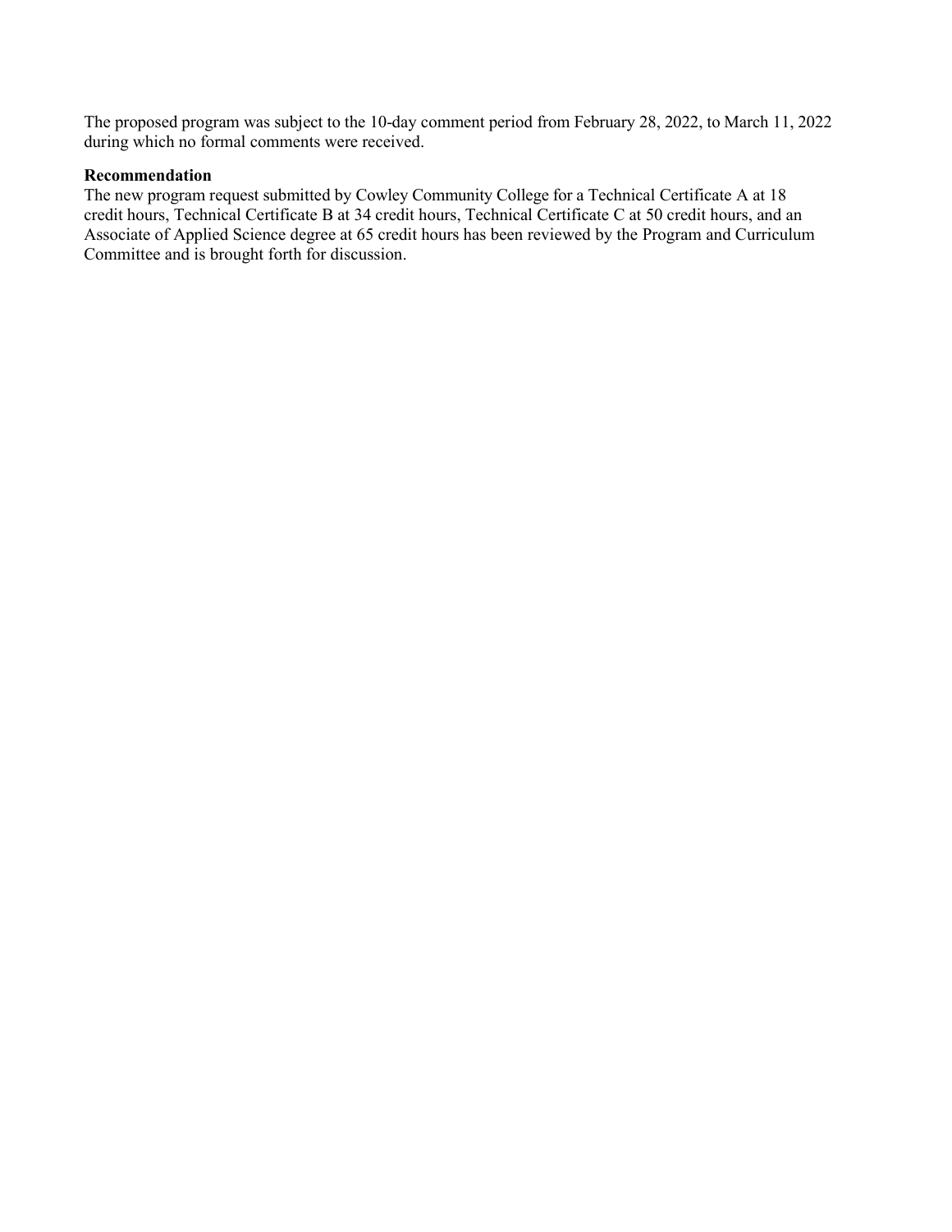The proposed program was subject to the 10-day comment period from February 28, 2022, to March 11, 2022 during which no formal comments were received.

**Recommendation**

The new program request submitted by Cowley Community College for a Technical Certificate A at 18 credit hours, Technical Certificate B at 34 credit hours, Technical Certificate C at 50 credit hours, and an Associate of Applied Science degree at 65 credit hours has been reviewed by the Program and Curriculum Committee and is brought forth for discussion.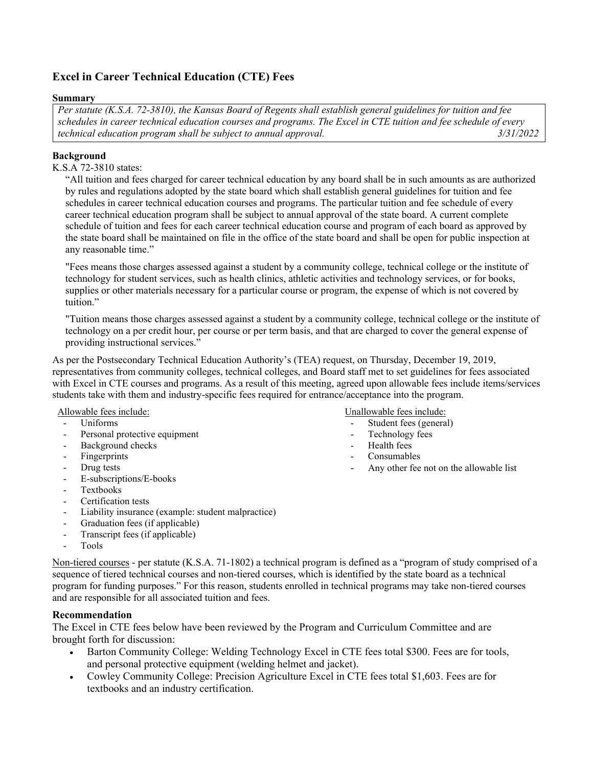## Excel in Career Technical Education (CTE) Fees

**Summary**

*Per statute (K.S.A. 72-3810), the Kansas Board of Regents shall establish general guidelines for tuition and fee schedules in career technical education courses and programs. The Excel in CTE tuition and fee schedule of every technical education program shall be subject to annual approval.* *3/31/2022*

**Background**

K.S.A 72-3810 states:

> "All tuition and fees charged for career technical education by any board shall be in such amounts as are authorized by rules and regulations adopted by the state board which shall establish general guidelines for tuition and fee schedules in career technical education courses and programs. The particular tuition and fee schedule of every career technical education program shall be subject to annual approval of the state board. A current complete schedule of tuition and fees for each career technical education course and program of each board as approved by the state board shall be maintained on file in the office of the state board and shall be open for public inspection at any reasonable time."
>
> "Fees means those charges assessed against a student by a community college, technical college or the institute of technology for student services, such as health clinics, athletic activities and technology services, or for books, supplies or other materials necessary for a particular course or program, the expense of which is not covered by tuition."
>
> "Tuition means those charges assessed against a student by a community college, technical college or the institute of technology on a per credit hour, per course or per term basis, and that are charged to cover the general expense of providing instructional services."

As per the Postsecondary Technical Education Authority's (TEA) request, on Thursday, December 19, 2019, representatives from community colleges, technical colleges, and Board staff met to set guidelines for fees associated with Excel in CTE courses and programs. As a result of this meeting, agreed upon allowable fees include items/services students take with them and industry-specific fees required for entrance/acceptance into the program.

Allowable fees include:

- Uniforms
- Personal protective equipment
- Background checks
- Fingerprints
- Drug tests
- E-subscriptions/E-books
- Textbooks
- Certification tests
- Liability insurance (example: student malpractice)
- Graduation fees (if applicable)
- Transcript fees (if applicable)
- Tools

Unallowable fees include:

- Student fees (general)
- Technology fees
- Health fees
- Consumables
- Any other fee not on the allowable list

Non-tiered courses - per statute (K.S.A. 71-1802) a technical program is defined as a "program of study comprised of a sequence of tiered technical courses and non-tiered courses, which is identified by the state board as a technical program for funding purposes." For this reason, students enrolled in technical programs may take non-tiered courses and are responsible for all associated tuition and fees.

**Recommendation**

The Excel in CTE fees below have been reviewed by the Program and Curriculum Committee and are brought forth for discussion:

- Barton Community College: Welding Technology Excel in CTE fees total $300. Fees are for tools, and personal protective equipment (welding helmet and jacket).
- Cowley Community College: Precision Agriculture Excel in CTE fees total $1,603. Fees are for textbooks and an industry certification.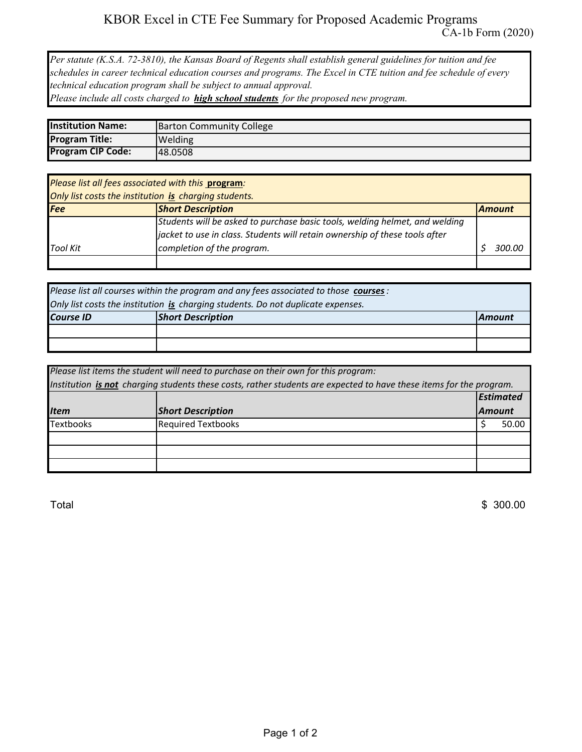# KBOR Excel in CTE Fee Summary for Proposed Academic Programs

CA-1b Form (2020)

*Per statute (K.S.A. 72-3810), the Kansas Board of Regents shall establish general guidelines for tuition and fee schedules in career technical education courses and programs. The Excel in CTE tuition and fee schedule of every technical education program shall be subject to annual approval.*
*Please include all costs charged to **high school students** for the proposed new program.*

| **Institution Name:** | Barton Community College |
|---|---|
| **Program Title:** | Welding |
| **Program CIP Code:** | 48.0508 |

*Please list all fees associated with this **program**:*
*Only list costs the institution **is** charging students.*

| ***Fee*** | ***Short Description*** | ***Amount*** |
|---|---|---|
| *Tool Kit* | *Students will be asked to purchase basic tools, welding helmet, and welding jacket to use in class. Students will retain ownership of these tools after completion of the program.* | *$ 300.00* |
| | | |

*Please list all courses within the program and any fees associated to those **courses**:*
*Only list costs the institution **is** charging students. Do not duplicate expenses.*

| ***Course ID*** | ***Short Description*** | ***Amount*** |
|---|---|---|
| | | |
| | | |

*Please list items the student will need to purchase on their own for this program:*
*Institution **is not** charging students these costs, rather students are expected to have these items for the program.*

| ***Item*** | ***Short Description*** | ***Estimated Amount*** |
|---|---|---|
| Textbooks | Required Textbooks | $ 50.00 |
| | | |
| | | |
| | | |

Total $ 300.00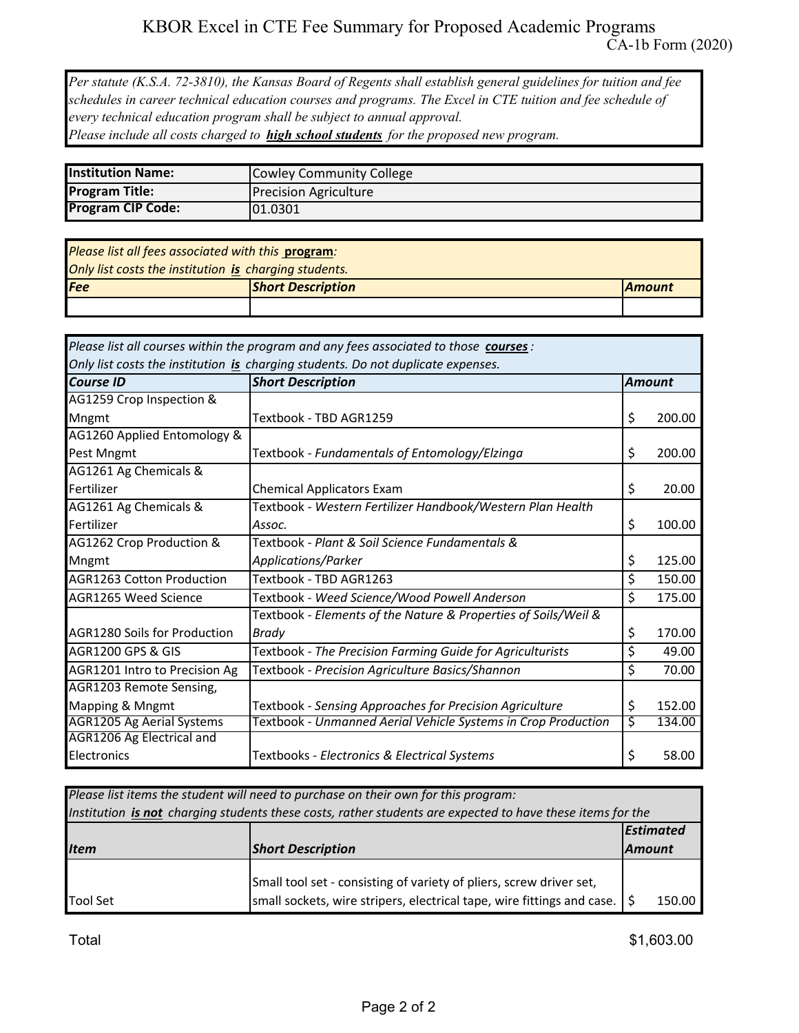# KBOR Excel in CTE Fee Summary for Proposed Academic Programs

CA-1b Form (2020)

*Per statute (K.S.A. 72-3810), the Kansas Board of Regents shall establish general guidelines for tuition and fee schedules in career technical education courses and programs. The Excel in CTE tuition and fee schedule of every technical education program shall be subject to annual approval.*
*Please include all costs charged to **high school students** for the proposed new program.*

| | |
|---|---|
| **Institution Name:** | Cowley Community College |
| **Program Title:** | Precision Agriculture |
| **Program CIP Code:** | 01.0301 |

*Please list all fees associated with this **program**:*
*Only list costs the institution **is** charging students.*

| *Fee* | *Short Description* | *Amount* |
|---|---|---|
| | | |

*Please list all courses within the program and any fees associated to those **courses**:*
*Only list costs the institution **is** charging students. Do not duplicate expenses.*

| *Course ID* | *Short Description* | *Amount* |
|---|---|---|
| AG1259 Crop Inspection & Mngmt | Textbook - TBD AGR1259 | $ 200.00 |
| AG1260 Applied Entomology & Pest Mngmt | Textbook - *Fundamentals of Entomology/Elzinga* | $ 200.00 |
| AG1261 Ag Chemicals & Fertilizer | Chemical Applicators Exam | $ 20.00 |
| AG1261 Ag Chemicals & Fertilizer | Textbook - *Western Fertilizer Handbook/Western Plan Health Assoc.* | $ 100.00 |
| AG1262 Crop Production & Mngmt | Textbook - *Plant & Soil Science Fundamentals & Applications/Parker* | $ 125.00 |
| AGR1263 Cotton Production | Textbook - TBD AGR1263 | $ 150.00 |
| AGR1265 Weed Science | Textbook - *Weed Science/Wood Powell Anderson* | $ 175.00 |
| AGR1280 Soils for Production | Textbook - *Elements of the Nature & Properties of Soils/Weil & Brady* | $ 170.00 |
| AGR1200 GPS & GIS | Textbook - *The Precision Farming Guide for Agriculturists* | $ 49.00 |
| AGR1201 Intro to Precision Ag | Textbook - *Precision Agriculture Basics/Shannon* | $ 70.00 |
| AGR1203 Remote Sensing, Mapping & Mngmt | Textbook - *Sensing Approaches for Precision Agriculture* | $ 152.00 |
| AGR1205 Ag Aerial Systems | Textbook - *Unmanned Aerial Vehicle Systems in Crop Production* | $ 134.00 |
| AGR1206 Ag Electrical and Electronics | Textbooks - *Electronics & Electrical Systems* | $ 58.00 |

*Please list items the student will need to purchase on their own for this program:*
*Institution **is not** charging students these costs, rather students are expected to have these items for the*

| *Item* | *Short Description* | *Estimated Amount* |
|---|---|---|
| Tool Set | Small tool set - consisting of variety of pliers, screw driver set, small sockets, wire stripers, electrical tape, wire fittings and case. | $ 150.00 |

Total $1,603.00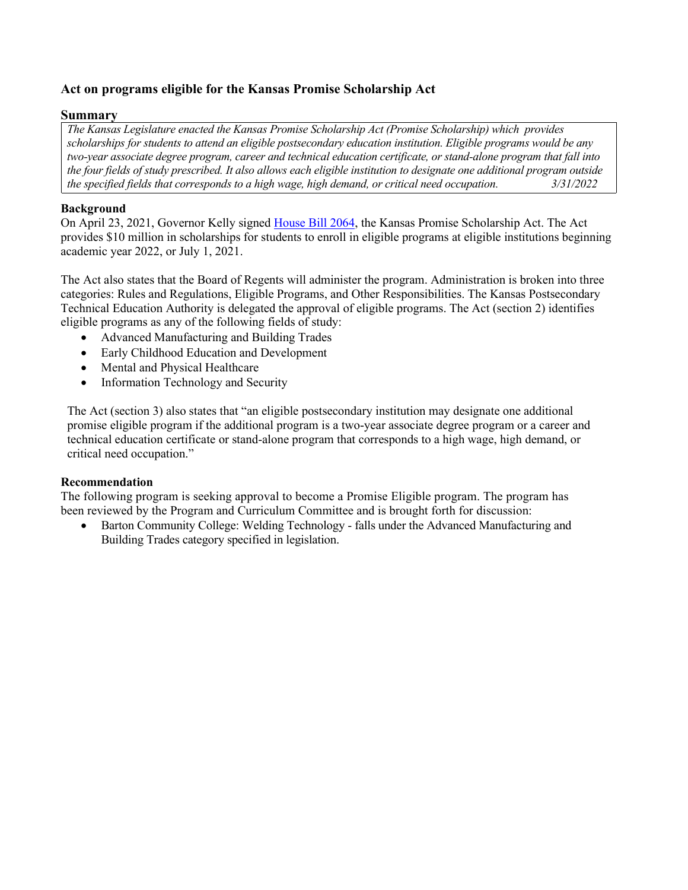### Act on programs eligible for the Kansas Promise Scholarship Act

## Summary

*The Kansas Legislature enacted the Kansas Promise Scholarship Act (Promise Scholarship) which provides scholarships for students to attend an eligible postsecondary education institution. Eligible programs would be any two-year associate degree program, career and technical education certificate, or stand-alone program that fall into the four fields of study prescribed. It also allows each eligible institution to designate one additional program outside the specified fields that corresponds to a high wage, high demand, or critical need occupation. 3/31/2022*

**Background**

On April 23, 2021, Governor Kelly signed House Bill 2064, the Kansas Promise Scholarship Act. The Act provides $10 million in scholarships for students to enroll in eligible programs at eligible institutions beginning academic year 2022, or July 1, 2021.

The Act also states that the Board of Regents will administer the program. Administration is broken into three categories: Rules and Regulations, Eligible Programs, and Other Responsibilities. The Kansas Postsecondary Technical Education Authority is delegated the approval of eligible programs. The Act (section 2) identifies eligible programs as any of the following fields of study:

- Advanced Manufacturing and Building Trades
- Early Childhood Education and Development
- Mental and Physical Healthcare
- Information Technology and Security

The Act (section 3) also states that "an eligible postsecondary institution may designate one additional promise eligible program if the additional program is a two-year associate degree program or a career and technical education certificate or stand-alone program that corresponds to a high wage, high demand, or critical need occupation."

**Recommendation**

The following program is seeking approval to become a Promise Eligible program. The program has been reviewed by the Program and Curriculum Committee and is brought forth for discussion:

- Barton Community College: Welding Technology - falls under the Advanced Manufacturing and Building Trades category specified in legislation.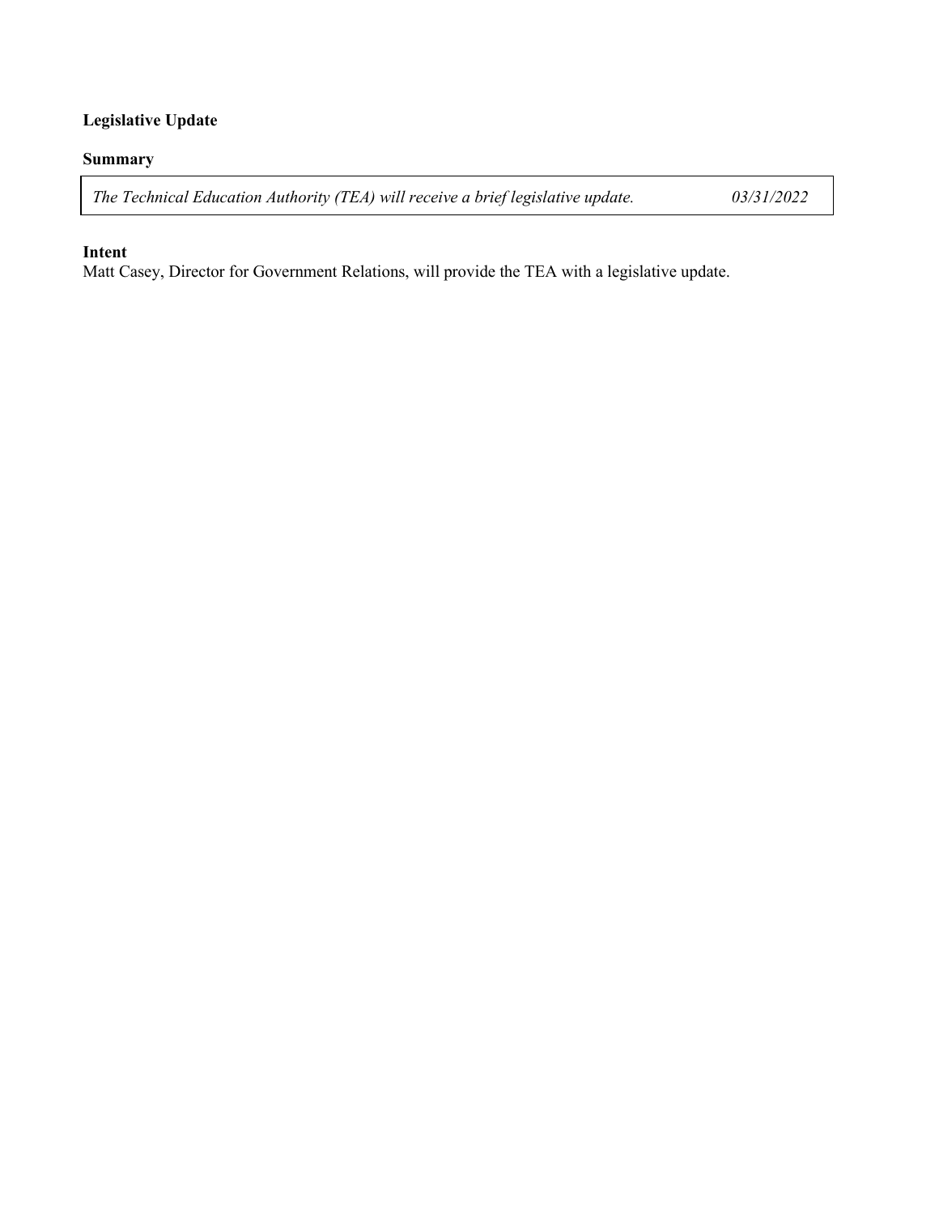**Legislative Update**

**Summary**

*The Technical Education Authority (TEA) will receive a brief legislative update.* *03/31/2022*

**Intent**

Matt Casey, Director for Government Relations, will provide the TEA with a legislative update.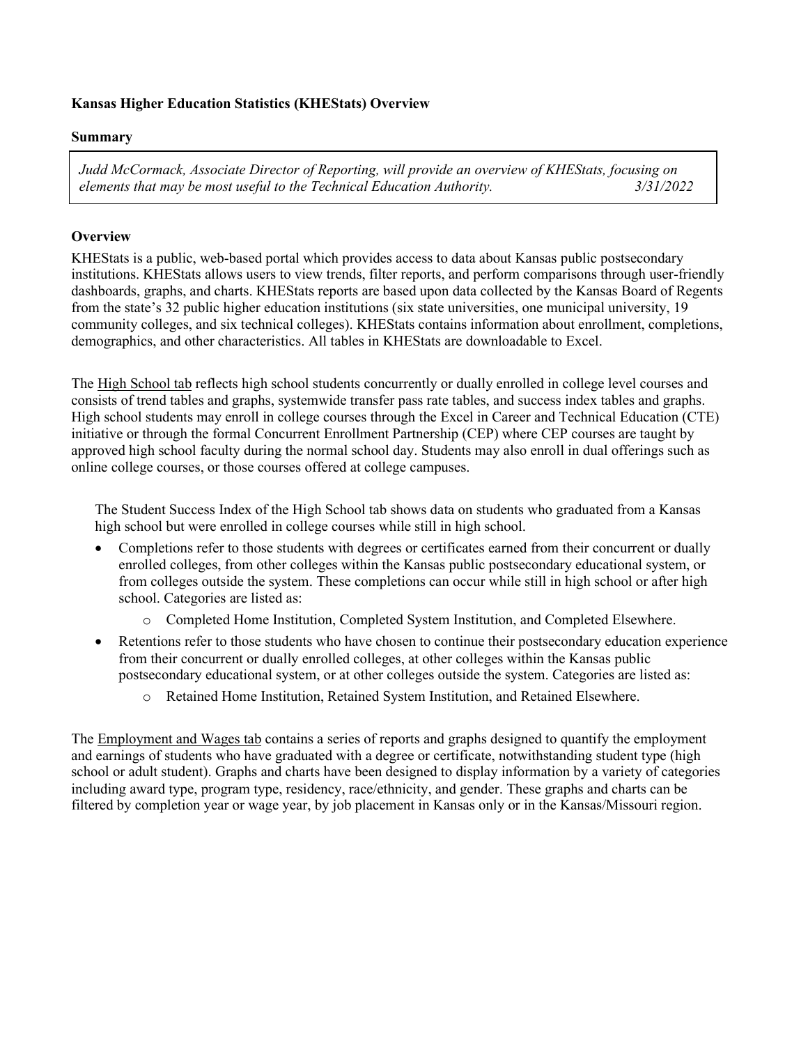**Kansas Higher Education Statistics (KHEStats) Overview**

**Summary**

> *Judd McCormack, Associate Director of Reporting, will provide an overview of KHEStats, focusing on elements that may be most useful to the Technical Education Authority.* 3/31/2022

**Overview**

KHEStats is a public, web-based portal which provides access to data about Kansas public postsecondary institutions. KHEStats allows users to view trends, filter reports, and perform comparisons through user-friendly dashboards, graphs, and charts. KHEStats reports are based upon data collected by the Kansas Board of Regents from the state's 32 public higher education institutions (six state universities, one municipal university, 19 community colleges, and six technical colleges). KHEStats contains information about enrollment, completions, demographics, and other characteristics. All tables in KHEStats are downloadable to Excel.

The High School tab reflects high school students concurrently or dually enrolled in college level courses and consists of trend tables and graphs, systemwide transfer pass rate tables, and success index tables and graphs. High school students may enroll in college courses through the Excel in Career and Technical Education (CTE) initiative or through the formal Concurrent Enrollment Partnership (CEP) where CEP courses are taught by approved high school faculty during the normal school day. Students may also enroll in dual offerings such as online college courses, or those courses offered at college campuses.

The Student Success Index of the High School tab shows data on students who graduated from a Kansas high school but were enrolled in college courses while still in high school.

- Completions refer to those students with degrees or certificates earned from their concurrent or dually enrolled colleges, from other colleges within the Kansas public postsecondary educational system, or from colleges outside the system. These completions can occur while still in high school or after high school. Categories are listed as:
    - Completed Home Institution, Completed System Institution, and Completed Elsewhere.
- Retentions refer to those students who have chosen to continue their postsecondary education experience from their concurrent or dually enrolled colleges, at other colleges within the Kansas public postsecondary educational system, or at other colleges outside the system. Categories are listed as:
    - Retained Home Institution, Retained System Institution, and Retained Elsewhere.

The Employment and Wages tab contains a series of reports and graphs designed to quantify the employment and earnings of students who have graduated with a degree or certificate, notwithstanding student type (high school or adult student). Graphs and charts have been designed to display information by a variety of categories including award type, program type, residency, race/ethnicity, and gender. These graphs and charts can be filtered by completion year or wage year, by job placement in Kansas only or in the Kansas/Missouri region.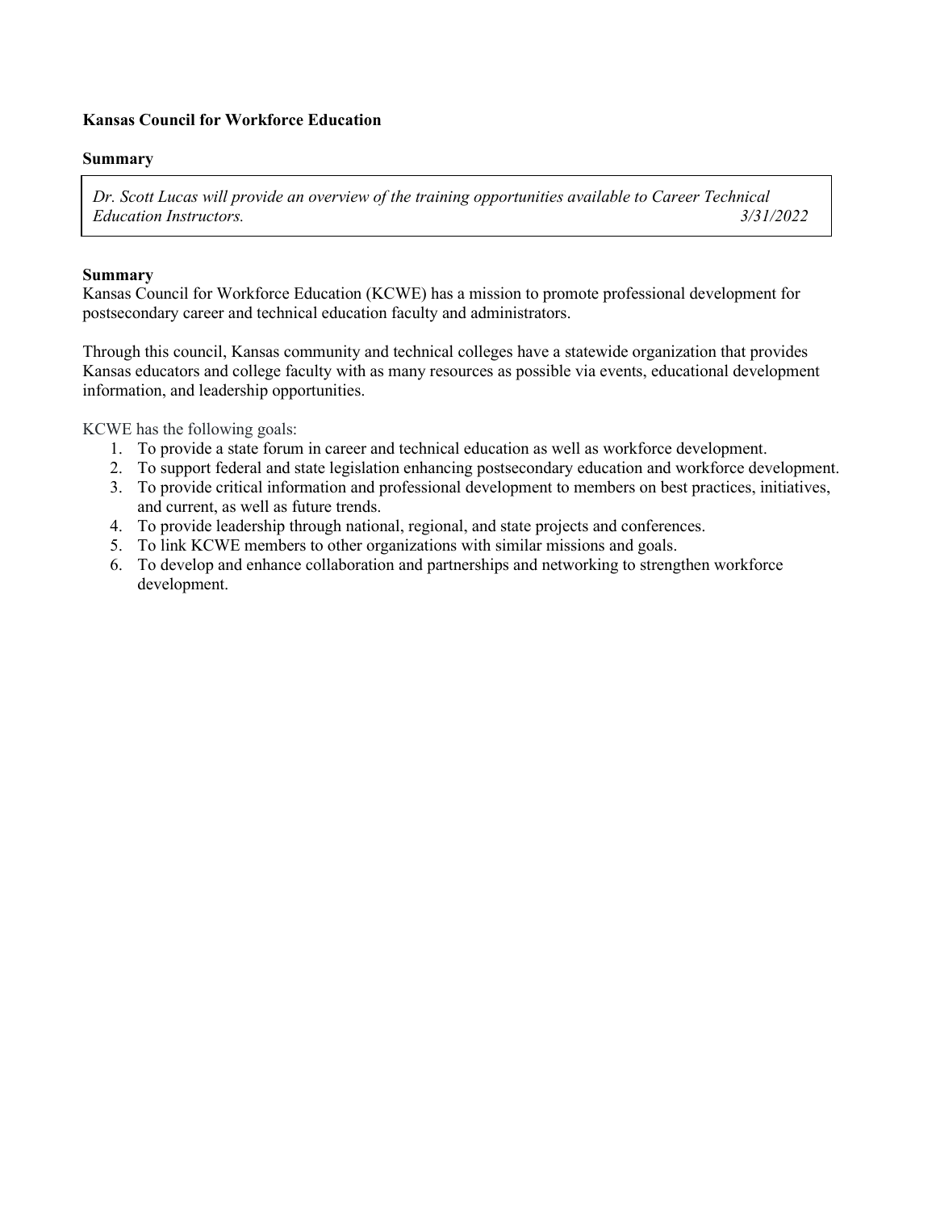**Kansas Council for Workforce Education**

**Summary**

*Dr. Scott Lucas will provide an overview of the training opportunities available to Career Technical Education Instructors.* *3/31/2022*

**Summary**

Kansas Council for Workforce Education (KCWE) has a mission to promote professional development for postsecondary career and technical education faculty and administrators.

Through this council, Kansas community and technical colleges have a statewide organization that provides Kansas educators and college faculty with as many resources as possible via events, educational development information, and leadership opportunities.

KCWE has the following goals:

1. To provide a state forum in career and technical education as well as workforce development.
2. To support federal and state legislation enhancing postsecondary education and workforce development.
3. To provide critical information and professional development to members on best practices, initiatives, and current, as well as future trends.
4. To provide leadership through national, regional, and state projects and conferences.
5. To link KCWE members to other organizations with similar missions and goals.
6. To develop and enhance collaboration and partnerships and networking to strengthen workforce development.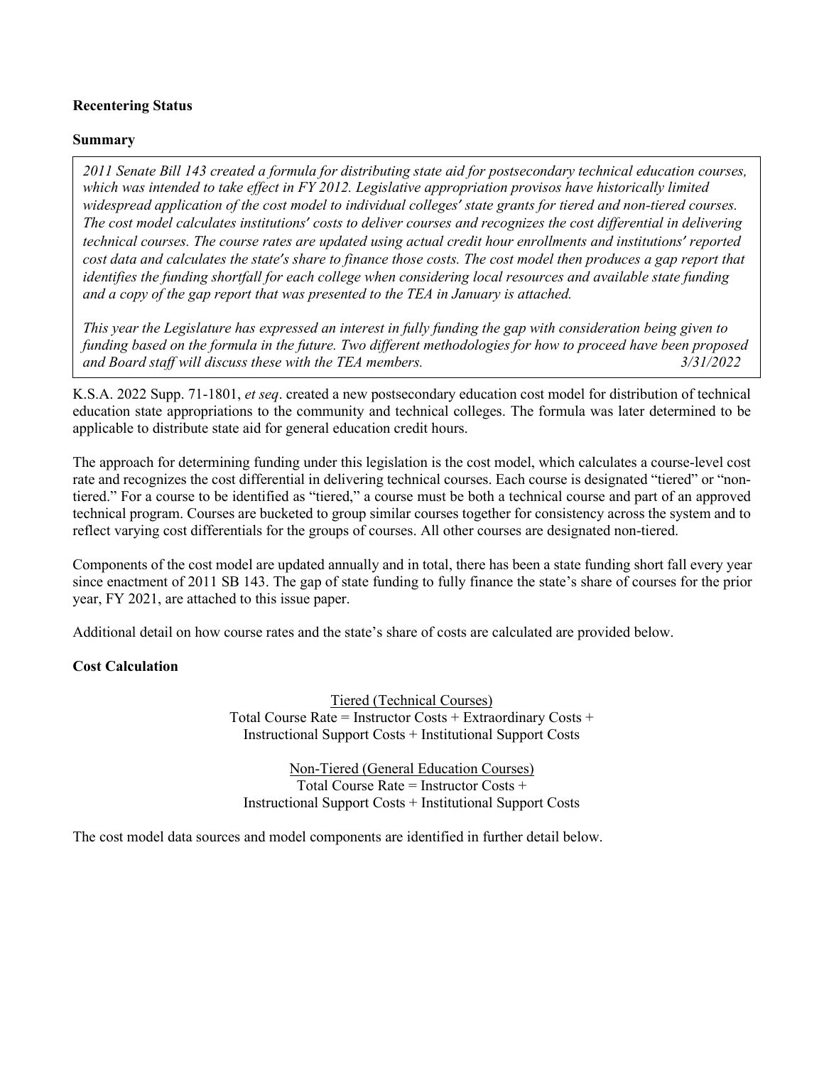**Recentering Status**

**Summary**

*2011 Senate Bill 143 created a formula for distributing state aid for postsecondary technical education courses, which was intended to take effect in FY 2012. Legislative appropriation provisos have historically limited widespread application of the cost model to individual colleges′ state grants for tiered and non-tiered courses. The cost model calculates institutions′ costs to deliver courses and recognizes the cost differential in delivering technical courses. The course rates are updated using actual credit hour enrollments and institutions′ reported cost data and calculates the state′s share to finance those costs. The cost model then produces a gap report that identifies the funding shortfall for each college when considering local resources and available state funding and a copy of the gap report that was presented to the TEA in January is attached.*

*This year the Legislature has expressed an interest in fully funding the gap with consideration being given to funding based on the formula in the future. Two different methodologies for how to proceed have been proposed and Board staff will discuss these with the TEA members. 3/31/2022*

K.S.A. 2022 Supp. 71-1801, *et seq*. created a new postsecondary education cost model for distribution of technical education state appropriations to the community and technical colleges. The formula was later determined to be applicable to distribute state aid for general education credit hours.

The approach for determining funding under this legislation is the cost model, which calculates a course-level cost rate and recognizes the cost differential in delivering technical courses. Each course is designated "tiered" or "non-tiered." For a course to be identified as "tiered," a course must be both a technical course and part of an approved technical program. Courses are bucketed to group similar courses together for consistency across the system and to reflect varying cost differentials for the groups of courses. All other courses are designated non-tiered.

Components of the cost model are updated annually and in total, there has been a state funding short fall every year since enactment of 2011 SB 143. The gap of state funding to fully finance the state's share of courses for the prior year, FY 2021, are attached to this issue paper.

Additional detail on how course rates and the state's share of costs are calculated are provided below.

**Cost Calculation**

Tiered (Technical Courses)
Total Course Rate = Instructor Costs + Extraordinary Costs + Instructional Support Costs + Institutional Support Costs

Non-Tiered (General Education Courses)
Total Course Rate = Instructor Costs + Instructional Support Costs + Institutional Support Costs

The cost model data sources and model components are identified in further detail below.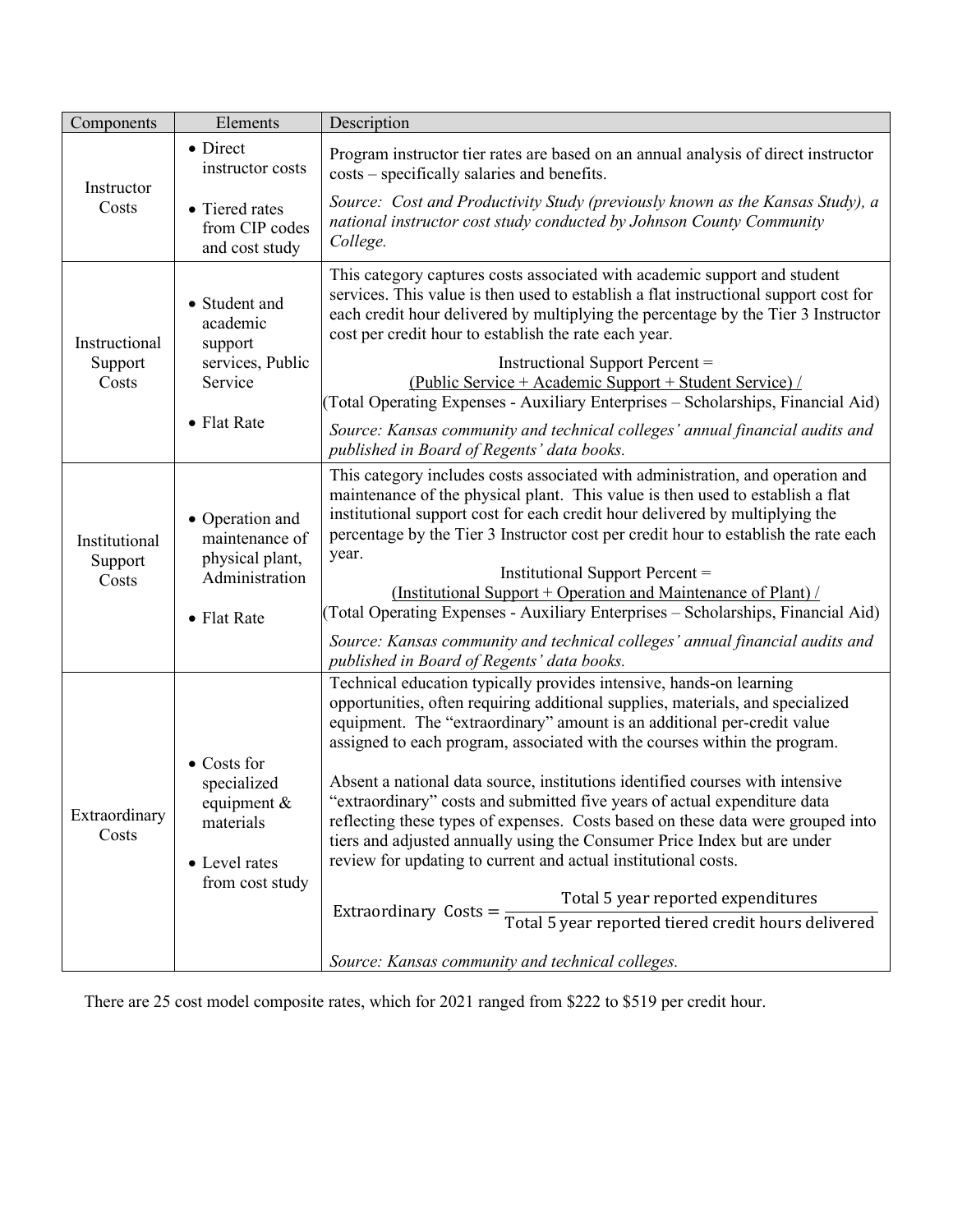| Components | Elements | Description |
| --- | --- | --- |
| Instructor Costs | • Direct instructor costs<br>• Tiered rates from CIP codes and cost study | Program instructor tier rates are based on an annual analysis of direct instructor costs – specifically salaries and benefits.<br>*Source: Cost and Productivity Study (previously known as the Kansas Study), a national instructor cost study conducted by Johnson County Community College.* |
| Instructional Support Costs | • Student and academic support services, Public Service<br>• Flat Rate | This category captures costs associated with academic support and student services. This value is then used to establish a flat instructional support cost for each credit hour delivered by multiplying the percentage by the Tier 3 Instructor cost per credit hour to establish the rate each year.<br>Instructional Support Percent = (Public Service + Academic Support + Student Service) / (Total Operating Expenses - Auxiliary Enterprises – Scholarships, Financial Aid)<br>*Source: Kansas community and technical colleges' annual financial audits and published in Board of Regents' data books.* |
| Institutional Support Costs | • Operation and maintenance of physical plant, Administration<br>• Flat Rate | This category includes costs associated with administration, and operation and maintenance of the physical plant. This value is then used to establish a flat institutional support cost for each credit hour delivered by multiplying the percentage by the Tier 3 Instructor cost per credit hour to establish the rate each year.<br>Institutional Support Percent = (Institutional Support + Operation and Maintenance of Plant) / (Total Operating Expenses - Auxiliary Enterprises – Scholarships, Financial Aid)<br>*Source: Kansas community and technical colleges' annual financial audits and published in Board of Regents' data books.* |
| Extraordinary Costs | • Costs for specialized equipment & materials<br>• Level rates from cost study | Technical education typically provides intensive, hands-on learning opportunities, often requiring additional supplies, materials, and specialized equipment. The "extraordinary" amount is an additional per-credit value assigned to each program, associated with the courses within the program.<br>Absent a national data source, institutions identified courses with intensive "extraordinary" costs and submitted five years of actual expenditure data reflecting these types of expenses. Costs based on these data were grouped into tiers and adjusted annually using the Consumer Price Index but are under review for updating to current and actual institutional costs.<br>$\text{Extraordinary Costs} = \frac{\text{Total 5 year reported expenditures}}{\text{Total 5 year reported tiered credit hours delivered}}$<br>*Source: Kansas community and technical colleges.* |

There are 25 cost model composite rates, which for 2021 ranged from \$222 to \$519 per credit hour.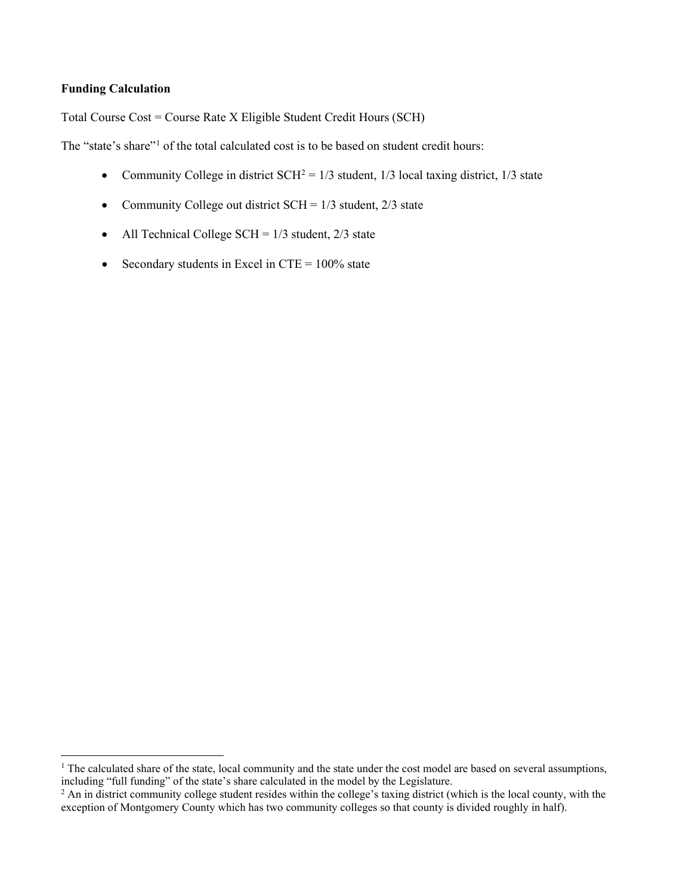**Funding Calculation**

Total Course Cost = Course Rate X Eligible Student Credit Hours (SCH)

The "state's share"[1] of the total calculated cost is to be based on student credit hours:

- Community College in district SCH[2] = 1/3 student, 1/3 local taxing district, 1/3 state
- Community College out district SCH = 1/3 student, 2/3 state
- All Technical College SCH = 1/3 student, 2/3 state
- Secondary students in Excel in CTE = 100% state

---

[1] The calculated share of the state, local community and the state under the cost model are based on several assumptions, including "full funding" of the state's share calculated in the model by the Legislature.

[2] An in district community college student resides within the college's taxing district (which is the local county, with the exception of Montgomery County which has two community colleges so that county is divided roughly in half).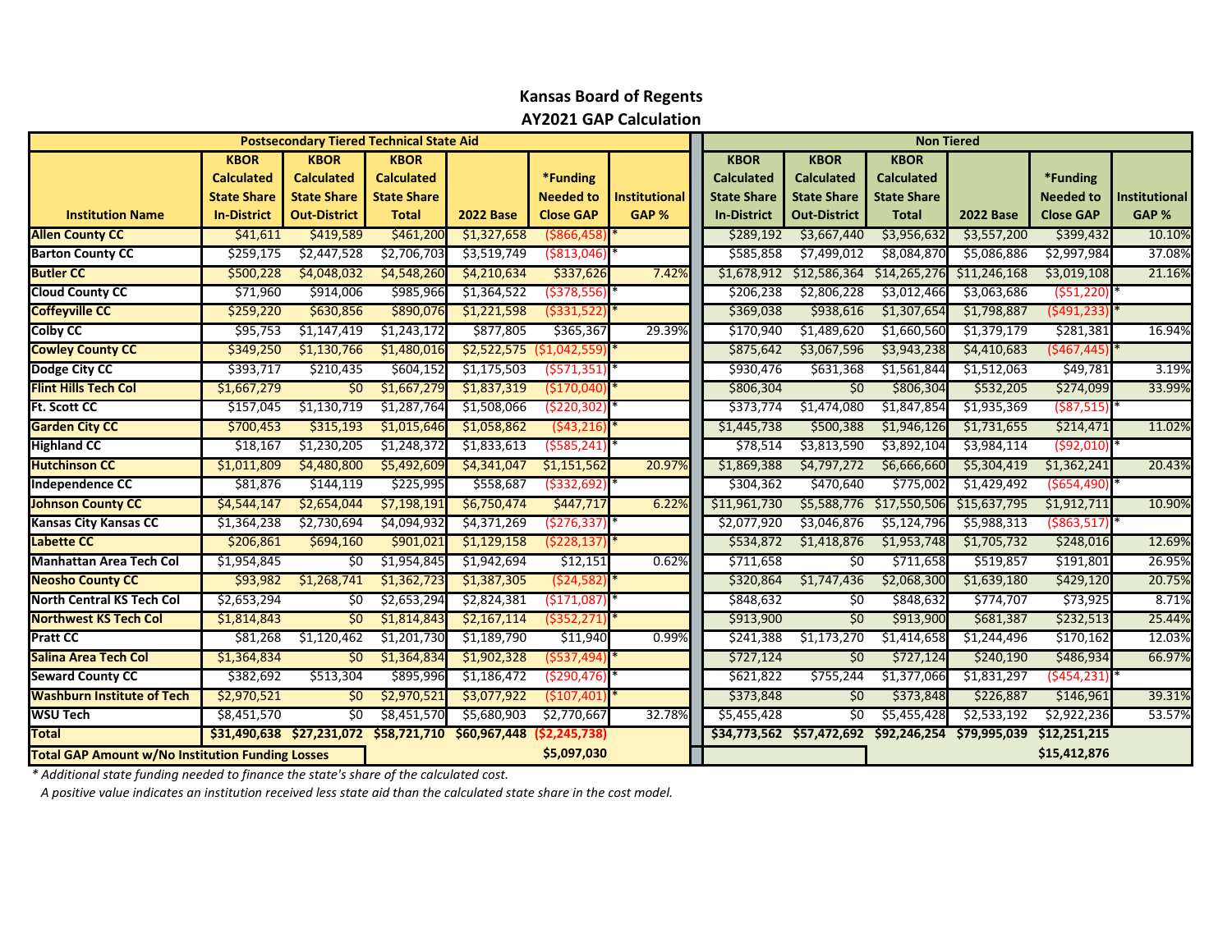# Kansas Board of Regents
## AY2021 GAP Calculation

| Institution Name | Postsecondary Tiered Technical State Aid | | | | | | Non Tiered | | | | | |
|---|---|---|---|---|---|---|---|---|---|---|---|---|
| | KBOR Calculated State Share In-District | KBOR Calculated State Share Out-District | KBOR Calculated State Share Total | 2022 Base | *Funding Needed to Close GAP | Institutional GAP % | KBOR Calculated State Share In-District | KBOR Calculated State Share Out-District | KBOR Calculated State Share Total | 2022 Base | *Funding Needed to Close GAP | Institutional GAP % |
| **Allen County CC** | $41,611 | $419,589 | $461,200 | $1,327,658 | ($866,458) * | | $289,192 | $3,667,440 | $3,956,632 | $3,557,200 | $399,432 | 10.10% |
| **Barton County CC** | $259,175 | $2,447,528 | $2,706,703 | $3,519,749 | ($813,046) * | | $585,858 | $7,499,012 | $8,084,870 | $5,086,886 | $2,997,984 | 37.08% |
| **Butler CC** | $500,228 | $4,048,032 | $4,548,260 | $4,210,634 | $337,626 | 7.42% | $1,678,912 | $12,586,364 | $14,265,276 | $11,246,168 | $3,019,108 | 21.16% |
| **Cloud County CC** | $71,960 | $914,006 | $985,966 | $1,364,522 | ($378,556) * | | $206,238 | $2,806,228 | $3,012,466 | $3,063,686 | ($51,220) * | |
| **Coffeyville CC** | $259,220 | $630,856 | $890,076 | $1,221,598 | ($331,522) * | | $369,038 | $938,616 | $1,307,654 | $1,798,887 | ($491,233) * | |
| **Colby CC** | $95,753 | $1,147,419 | $1,243,172 | $877,805 | $365,367 | 29.39% | $170,940 | $1,489,620 | $1,660,560 | $1,379,179 | $281,381 | 16.94% |
| **Cowley County CC** | $349,250 | $1,130,766 | $1,480,016 | $2,522,575 | ($1,042,559) * | | $875,642 | $3,067,596 | $3,943,238 | $4,410,683 | ($467,445) * | |
| **Dodge City CC** | $393,717 | $210,435 | $604,152 | $1,175,503 | ($571,351) * | | $930,476 | $631,368 | $1,561,844 | $1,512,063 | $49,781 | 3.19% |
| **Flint Hills Tech Col** | $1,667,279 | $0 | $1,667,279 | $1,837,319 | ($170,040) * | | $806,304 | $0 | $806,304 | $532,205 | $274,099 | 33.99% |
| **Ft. Scott CC** | $157,045 | $1,130,719 | $1,287,764 | $1,508,066 | ($220,302) * | | $373,774 | $1,474,080 | $1,847,854 | $1,935,369 | ($87,515) * | |
| **Garden City CC** | $700,453 | $315,193 | $1,015,646 | $1,058,862 | ($43,216) * | | $1,445,738 | $500,388 | $1,946,126 | $1,731,655 | $214,471 | 11.02% |
| **Highland CC** | $18,167 | $1,230,205 | $1,248,372 | $1,833,613 | ($585,241) * | | $78,514 | $3,813,590 | $3,892,104 | $3,984,114 | ($92,010) * | |
| **Hutchinson CC** | $1,011,809 | $4,480,800 | $5,492,609 | $4,341,047 | $1,151,562 | 20.97% | $1,869,388 | $4,797,272 | $6,666,660 | $5,304,419 | $1,362,241 | 20.43% |
| **Independence CC** | $81,876 | $144,119 | $225,995 | $558,687 | ($332,692) * | | $304,362 | $470,640 | $775,002 | $1,429,492 | ($654,490) * | |
| **Johnson County CC** | $4,544,147 | $2,654,044 | $7,198,191 | $6,750,474 | $447,717 | 6.22% | $11,961,730 | $5,588,776 | $17,550,506 | $15,637,795 | $1,912,711 | 10.90% |
| **Kansas City Kansas CC** | $1,364,238 | $2,730,694 | $4,094,932 | $4,371,269 | ($276,337) * | | $2,077,920 | $3,046,876 | $5,124,796 | $5,988,313 | ($863,517) * | |
| **Labette CC** | $206,861 | $694,160 | $901,021 | $1,129,158 | ($228,137) * | | $534,872 | $1,418,876 | $1,953,748 | $1,705,732 | $248,016 | 12.69% |
| **Manhattan Area Tech Col** | $1,954,845 | $0 | $1,954,845 | $1,942,694 | $12,151 | 0.62% | $711,658 | $0 | $711,658 | $519,857 | $191,801 | 26.95% |
| **Neosho County CC** | $93,982 | $1,268,741 | $1,362,723 | $1,387,305 | ($24,582) * | | $320,864 | $1,747,436 | $2,068,300 | $1,639,180 | $429,120 | 20.75% |
| **North Central KS Tech Col** | $2,653,294 | $0 | $2,653,294 | $2,824,381 | ($171,087) * | | $848,632 | $0 | $848,632 | $774,707 | $73,925 | 8.71% |
| **Northwest KS Tech Col** | $1,814,843 | $0 | $1,814,843 | $2,167,114 | ($352,271) * | | $913,900 | $0 | $913,900 | $681,387 | $232,513 | 25.44% |
| **Pratt CC** | $81,268 | $1,120,462 | $1,201,730 | $1,189,790 | $11,940 | 0.99% | $241,388 | $1,173,270 | $1,414,658 | $1,244,496 | $170,162 | 12.03% |
| **Salina Area Tech Col** | $1,364,834 | $0 | $1,364,834 | $1,902,328 | ($537,494) * | | $727,124 | $0 | $727,124 | $240,190 | $486,934 | 66.97% |
| **Seward County CC** | $382,692 | $513,304 | $895,996 | $1,186,472 | ($290,476) * | | $621,822 | $755,244 | $1,377,066 | $1,831,297 | ($454,231) * | |
| **Washburn Institute of Tech** | $2,970,521 | $0 | $2,970,521 | $3,077,922 | ($107,401) * | | $373,848 | $0 | $373,848 | $226,887 | $146,961 | 39.31% |
| **WSU Tech** | $8,451,570 | $0 | $8,451,570 | $5,680,903 | $2,770,667 | 32.78% | $5,455,428 | $0 | $5,455,428 | $2,533,192 | $2,922,236 | 53.57% |
| **Total** | **$31,490,638** | **$27,231,072** | **$58,721,710** | **$60,967,448** | **($2,245,738)** | | **$34,773,562** | **$57,472,692** | **$92,246,254** | **$79,995,039** | **$12,251,215** | |
| **Total GAP Amount w/No Institution Funding Losses** | | | | | **$5,097,030** | | | | | | **$15,412,876** | |

*\* Additional state funding needed to finance the state's share of the calculated cost.*

*A positive value indicates an institution received less state aid than the calculated state share in the cost model.*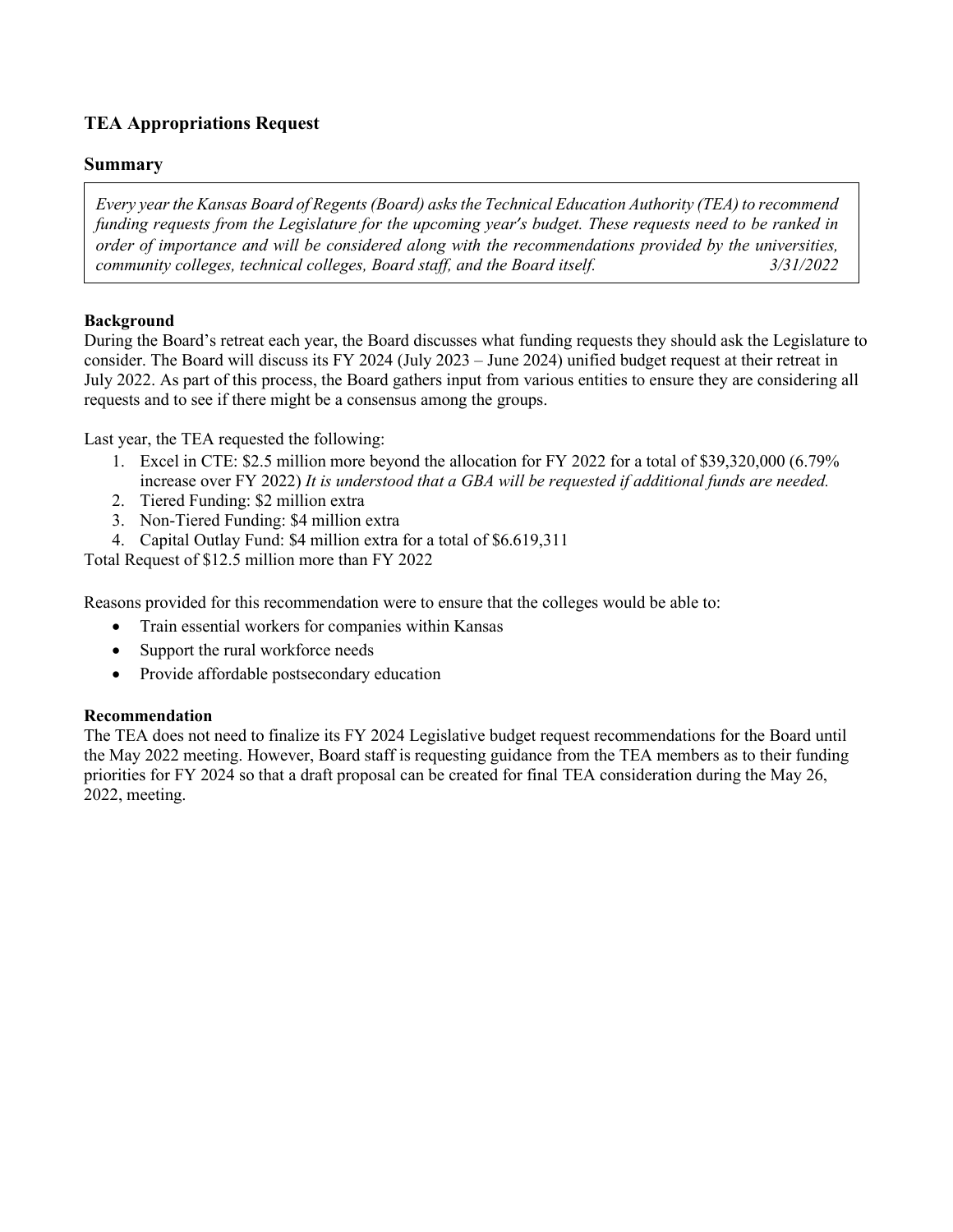## TEA Appropriations Request

### Summary

*Every year the Kansas Board of Regents (Board) asks the Technical Education Authority (TEA) to recommend funding requests from the Legislature for the upcoming year's budget. These requests need to be ranked in order of importance and will be considered along with the recommendations provided by the universities, community colleges, technical colleges, Board staff, and the Board itself.* *3/31/2022*

**Background**

During the Board's retreat each year, the Board discusses what funding requests they should ask the Legislature to consider. The Board will discuss its FY 2024 (July 2023 – June 2024) unified budget request at their retreat in July 2022. As part of this process, the Board gathers input from various entities to ensure they are considering all requests and to see if there might be a consensus among the groups.

Last year, the TEA requested the following:

1. Excel in CTE: $2.5 million more beyond the allocation for FY 2022 for a total of $39,320,000 (6.79% increase over FY 2022) *It is understood that a GBA will be requested if additional funds are needed.*
2. Tiered Funding: $2 million extra
3. Non-Tiered Funding: $4 million extra
4. Capital Outlay Fund: $4 million extra for a total of $6.619,311

Total Request of $12.5 million more than FY 2022

Reasons provided for this recommendation were to ensure that the colleges would be able to:

- Train essential workers for companies within Kansas
- Support the rural workforce needs
- Provide affordable postsecondary education

**Recommendation**

The TEA does not need to finalize its FY 2024 Legislative budget request recommendations for the Board until the May 2022 meeting. However, Board staff is requesting guidance from the TEA members as to their funding priorities for FY 2024 so that a draft proposal can be created for final TEA consideration during the May 26, 2022, meeting.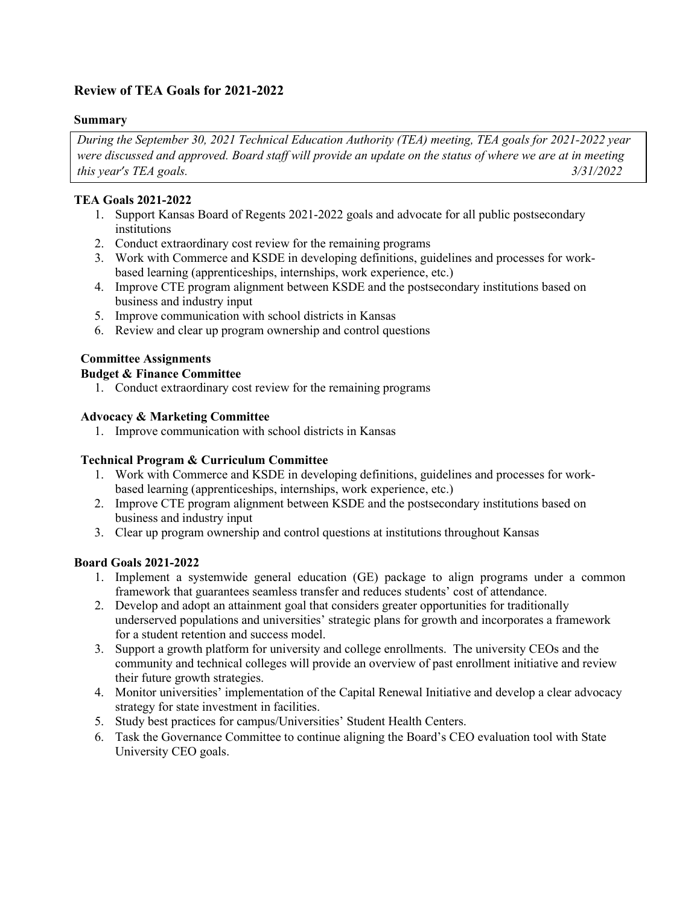## Review of TEA Goals for 2021-2022

### Summary

*During the September 30, 2021 Technical Education Authority (TEA) meeting, TEA goals for 2021-2022 year were discussed and approved. Board staff will provide an update on the status of where we are at in meeting this year's TEA goals. 3/31/2022*

### TEA Goals 2021-2022

1. Support Kansas Board of Regents 2021-2022 goals and advocate for all public postsecondary institutions
2. Conduct extraordinary cost review for the remaining programs
3. Work with Commerce and KSDE in developing definitions, guidelines and processes for work-based learning (apprenticeships, internships, work experience, etc.)
4. Improve CTE program alignment between KSDE and the postsecondary institutions based on business and industry input
5. Improve communication with school districts in Kansas
6. Review and clear up program ownership and control questions

### Committee Assignments

**Budget & Finance Committee**

1. Conduct extraordinary cost review for the remaining programs

**Advocacy & Marketing Committee**

1. Improve communication with school districts in Kansas

**Technical Program & Curriculum Committee**

1. Work with Commerce and KSDE in developing definitions, guidelines and processes for work-based learning (apprenticeships, internships, work experience, etc.)
2. Improve CTE program alignment between KSDE and the postsecondary institutions based on business and industry input
3. Clear up program ownership and control questions at institutions throughout Kansas

### Board Goals 2021-2022

1. Implement a systemwide general education (GE) package to align programs under a common framework that guarantees seamless transfer and reduces students' cost of attendance.
2. Develop and adopt an attainment goal that considers greater opportunities for traditionally underserved populations and universities' strategic plans for growth and incorporates a framework for a student retention and success model.
3. Support a growth platform for university and college enrollments. The university CEOs and the community and technical colleges will provide an overview of past enrollment initiative and review their future growth strategies.
4. Monitor universities' implementation of the Capital Renewal Initiative and develop a clear advocacy strategy for state investment in facilities.
5. Study best practices for campus/Universities' Student Health Centers.
6. Task the Governance Committee to continue aligning the Board's CEO evaluation tool with State University CEO goals.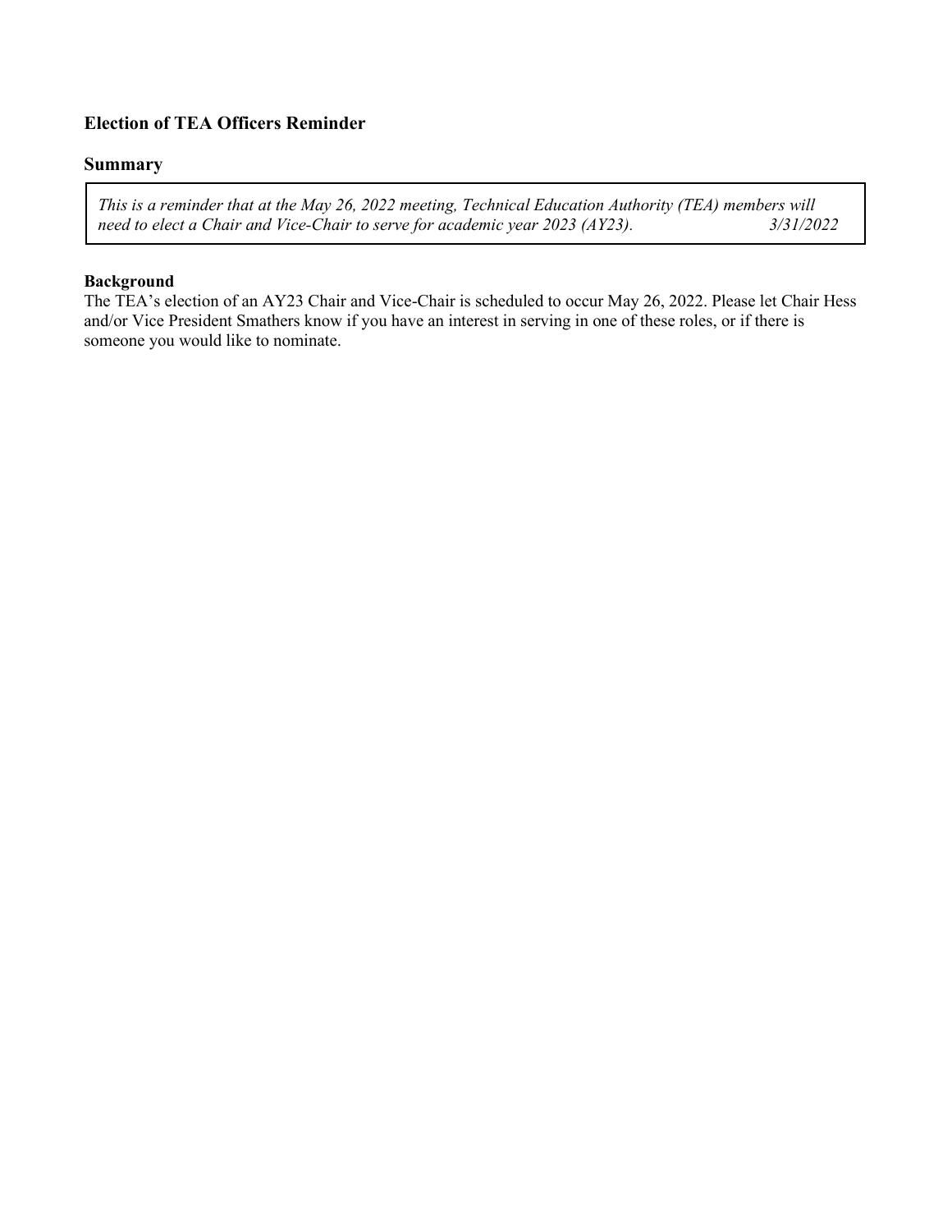### Election of TEA Officers Reminder

## Summary

> *This is a reminder that at the May 26, 2022 meeting, Technical Education Authority (TEA) members will need to elect a Chair and Vice-Chair to serve for academic year 2023 (AY23).* *3/31/2022*

**Background**

The TEA's election of an AY23 Chair and Vice-Chair is scheduled to occur May 26, 2022. Please let Chair Hess and/or Vice President Smathers know if you have an interest in serving in one of these roles, or if there is someone you would like to nominate.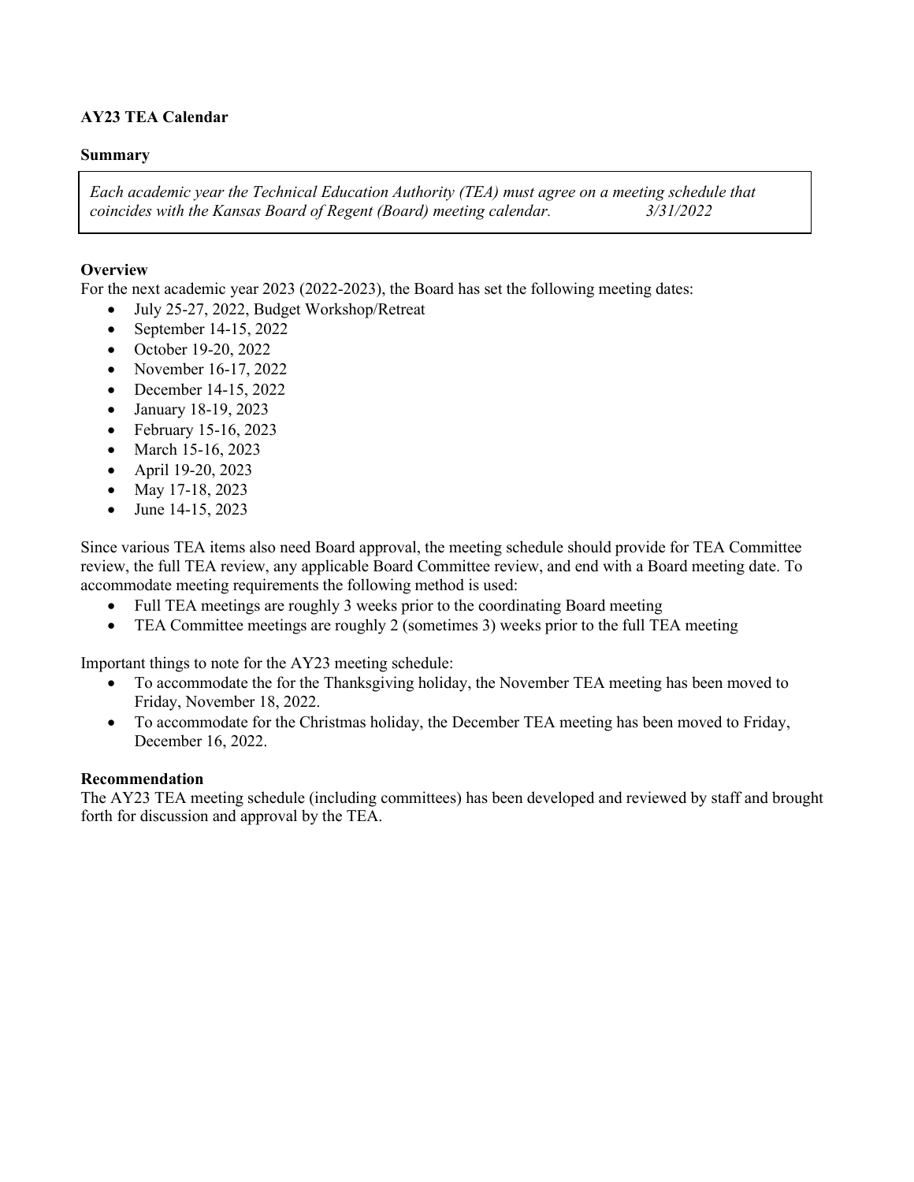**AY23 TEA Calendar**

**Summary**

*Each academic year the Technical Education Authority (TEA) must agree on a meeting schedule that coincides with the Kansas Board of Regent (Board) meeting calendar.* *3/31/2022*

**Overview**

For the next academic year 2023 (2022-2023), the Board has set the following meeting dates:

- July 25-27, 2022, Budget Workshop/Retreat
- September 14-15, 2022
- October 19-20, 2022
- November 16-17, 2022
- December 14-15, 2022
- January 18-19, 2023
- February 15-16, 2023
- March 15-16, 2023
- April 19-20, 2023
- May 17-18, 2023
- June 14-15, 2023

Since various TEA items also need Board approval, the meeting schedule should provide for TEA Committee review, the full TEA review, any applicable Board Committee review, and end with a Board meeting date. To accommodate meeting requirements the following method is used:

- Full TEA meetings are roughly 3 weeks prior to the coordinating Board meeting
- TEA Committee meetings are roughly 2 (sometimes 3) weeks prior to the full TEA meeting

Important things to note for the AY23 meeting schedule:

- To accommodate the for the Thanksgiving holiday, the November TEA meeting has been moved to Friday, November 18, 2022.
- To accommodate for the Christmas holiday, the December TEA meeting has been moved to Friday, December 16, 2022.

**Recommendation**

The AY23 TEA meeting schedule (including committees) has been developed and reviewed by staff and brought forth for discussion and approval by the TEA.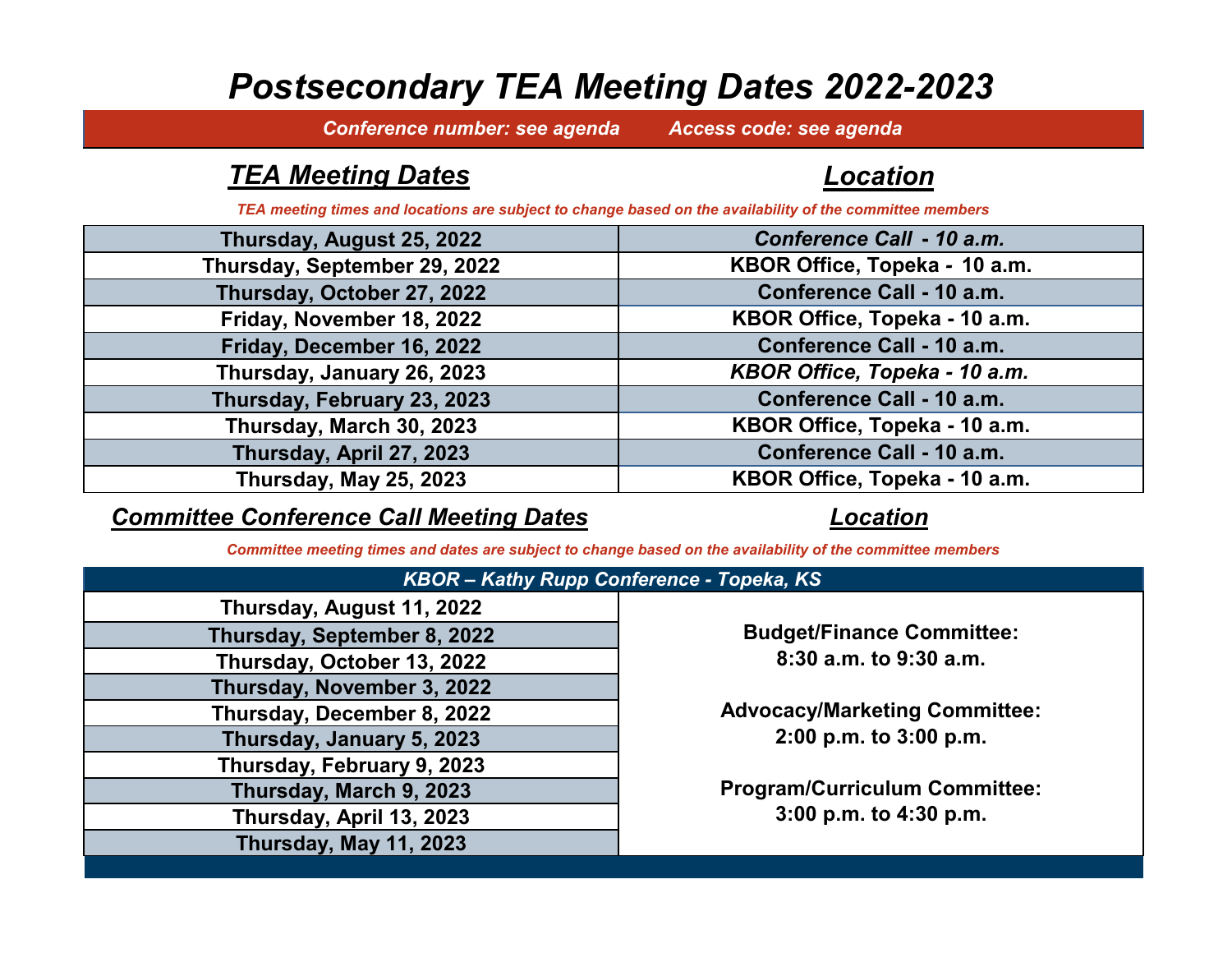# *Postsecondary TEA Meeting Dates 2022-2023*

***Conference number: see agenda      Access code: see agenda***

| ***TEA Meeting Dates*** | ***Location*** |
|---|---|
| *TEA meeting times and locations are subject to change based on the availability of the committee members* | |
| **Thursday, August 25, 2022** | ***Conference Call - 10 a.m.*** |
| **Thursday, September 29, 2022** | **KBOR Office, Topeka - 10 a.m.** |
| **Thursday, October 27, 2022** | **Conference Call - 10 a.m.** |
| **Friday, November 18, 2022** | **KBOR Office, Topeka - 10 a.m.** |
| **Friday, December 16, 2022** | **Conference Call - 10 a.m.** |
| **Thursday, January 26, 2023** | ***KBOR Office, Topeka - 10 a.m.*** |
| **Thursday, February 23, 2023** | **Conference Call - 10 a.m.** |
| **Thursday, March 30, 2023** | **KBOR Office, Topeka - 10 a.m.** |
| **Thursday, April 27, 2023** | **Conference Call - 10 a.m.** |
| **Thursday, May 25, 2023** | **KBOR Office, Topeka - 10 a.m.** |

| ***Committee Conference Call Meeting Dates*** | ***Location*** |
|---|---|
| *Committee meeting times and dates are subject to change based on the availability of the committee members* | |
| ***KBOR – Kathy Rupp Conference - Topeka, KS*** | |
| **Thursday, August 11, 2022** | **Budget/Finance Committee: 8:30 a.m. to 9:30 a.m.** |
| **Thursday, September 8, 2022** | |
| **Thursday, October 13, 2022** | **Advocacy/Marketing Committee: 2:00 p.m. to 3:00 p.m.** |
| **Thursday, November 3, 2022** | |
| **Thursday, December 8, 2022** | **Program/Curriculum Committee: 3:00 p.m. to 4:30 p.m.** |
| **Thursday, January 5, 2023** | |
| **Thursday, February 9, 2023** | |
| **Thursday, March 9, 2023** | |
| **Thursday, April 13, 2023** | |
| **Thursday, May 11, 2023** | |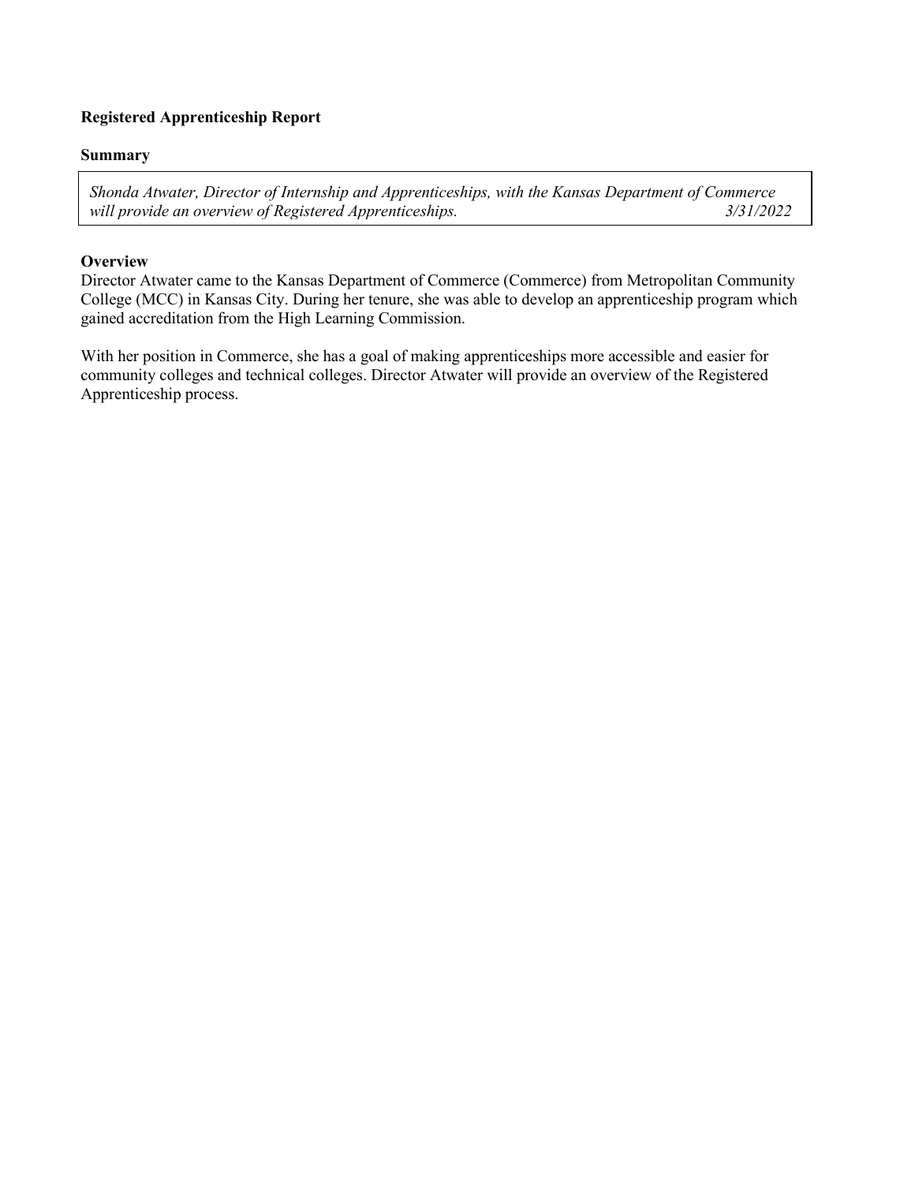**Registered Apprenticeship Report**

**Summary**

*Shonda Atwater, Director of Internship and Apprenticeships, with the Kansas Department of Commerce will provide an overview of Registered Apprenticeships.* *3/31/2022*

**Overview**

Director Atwater came to the Kansas Department of Commerce (Commerce) from Metropolitan Community College (MCC) in Kansas City. During her tenure, she was able to develop an apprenticeship program which gained accreditation from the High Learning Commission.

With her position in Commerce, she has a goal of making apprenticeships more accessible and easier for community colleges and technical colleges. Director Atwater will provide an overview of the Registered Apprenticeship process.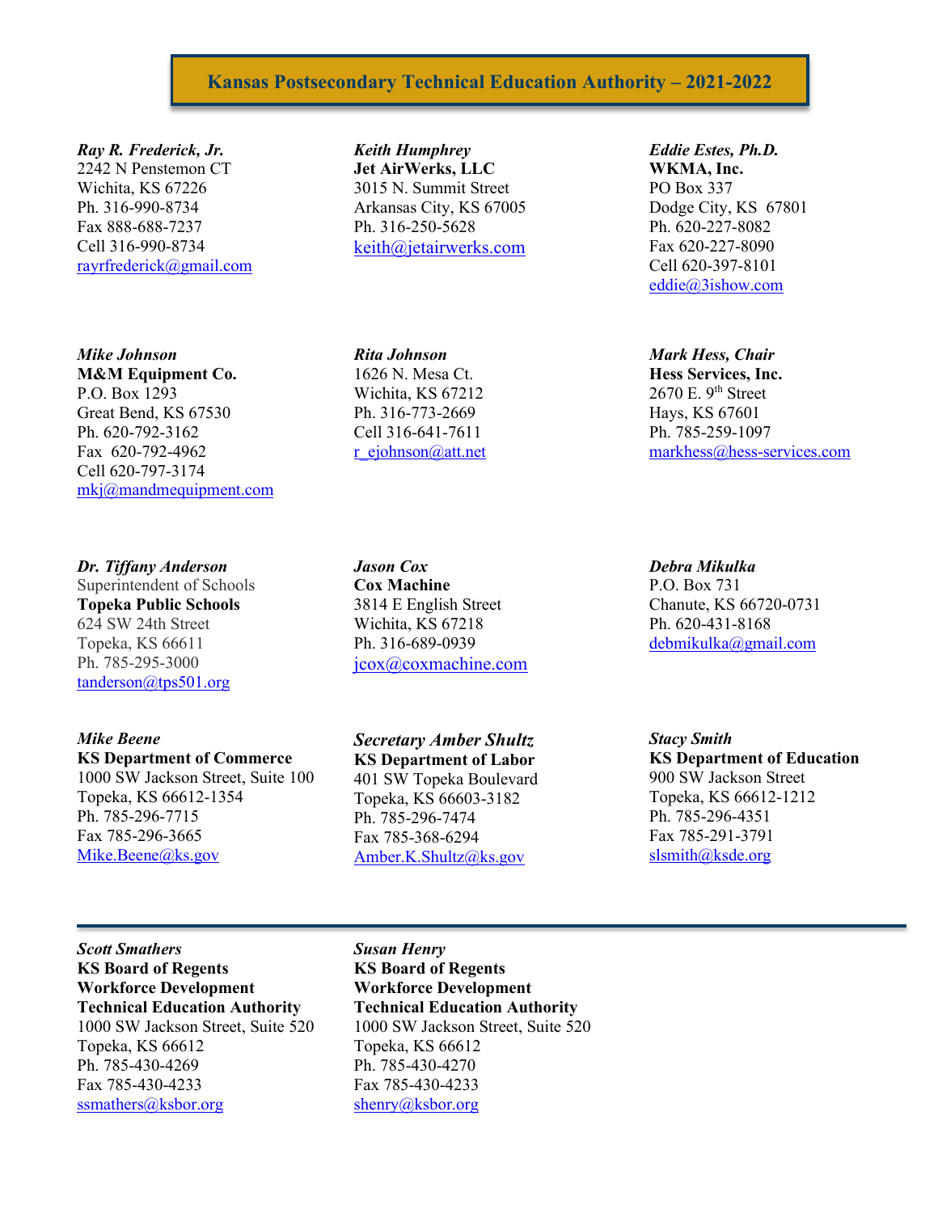# Kansas Postsecondary Technical Education Authority – 2021-2022

***Ray R. Frederick, Jr.***
2242 N Penstemon CT
Wichita, KS 67226
Ph. 316-990-8734
Fax 888-688-7237
Cell 316-990-8734
rayrfrederick@gmail.com

***Keith Humphrey***
**Jet AirWerks, LLC**
3015 N. Summit Street
Arkansas City, KS 67005
Ph. 316-250-5628
keith@jetairwerks.com

***Eddie Estes, Ph.D.***
**WKMA, Inc.**
PO Box 337
Dodge City, KS 67801
Ph. 620-227-8082
Fax 620-227-8090
Cell 620-397-8101
eddie@3ishow.com

***Mike Johnson***
**M&M Equipment Co.**
P.O. Box 1293
Great Bend, KS 67530
Ph. 620-792-3162
Fax 620-792-4962
Cell 620-797-3174
mkj@mandmequipment.com

***Rita Johnson***
1626 N. Mesa Ct.
Wichita, KS 67212
Ph. 316-773-2669
Cell 316-641-7611
r_ejohnson@att.net

***Mark Hess, Chair***
**Hess Services, Inc.**
2670 E. 9th Street
Hays, KS 67601
Ph. 785-259-1097
markhess@hess-services.com

***Dr. Tiffany Anderson***
Superintendent of Schools
**Topeka Public Schools**
624 SW 24th Street
Topeka, KS 66611
Ph. 785-295-3000
tanderson@tps501.org

***Jason Cox***
**Cox Machine**
3814 E English Street
Wichita, KS 67218
Ph. 316-689-0939
jcox@coxmachine.com

***Debra Mikulka***
P.O. Box 731
Chanute, KS 66720-0731
Ph. 620-431-8168
debmikulka@gmail.com

***Mike Beene***
**KS Department of Commerce**
1000 SW Jackson Street, Suite 100
Topeka, KS 66612-1354
Ph. 785-296-7715
Fax 785-296-3665
Mike.Beene@ks.gov

***Secretary Amber Shultz***
**KS Department of Labor**
401 SW Topeka Boulevard
Topeka, KS 66603-3182
Ph. 785-296-7474
Fax 785-368-6294
Amber.K.Shultz@ks.gov

***Stacy Smith***
**KS Department of Education**
900 SW Jackson Street
Topeka, KS 66612-1212
Ph. 785-296-4351
Fax 785-291-3791
slsmith@ksde.org

---

***Scott Smathers***
**KS Board of Regents**
**Workforce Development**
**Technical Education Authority**
1000 SW Jackson Street, Suite 520
Topeka, KS 66612
Ph. 785-430-4269
Fax 785-430-4233
ssmathers@ksbor.org

***Susan Henry***
**KS Board of Regents**
**Workforce Development**
**Technical Education Authority**
1000 SW Jackson Street, Suite 520
Topeka, KS 66612
Ph. 785-430-4270
Fax 785-430-4233
shenry@ksbor.org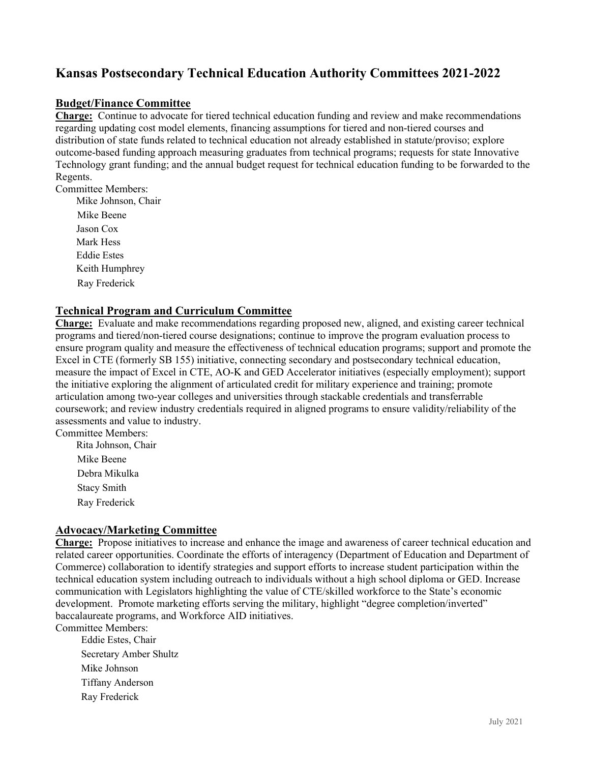# Kansas Postsecondary Technical Education Authority Committees 2021-2022

## Budget/Finance Committee

**Charge:** Continue to advocate for tiered technical education funding and review and make recommendations regarding updating cost model elements, financing assumptions for tiered and non-tiered courses and distribution of state funds related to technical education not already established in statute/proviso; explore outcome-based funding approach measuring graduates from technical programs; requests for state Innovative Technology grant funding; and the annual budget request for technical education funding to be forwarded to the Regents.

Committee Members:

- Mike Johnson, Chair
- Mike Beene
- Jason Cox
- Mark Hess
- Eddie Estes
- Keith Humphrey
- Ray Frederick

## Technical Program and Curriculum Committee

**Charge:** Evaluate and make recommendations regarding proposed new, aligned, and existing career technical programs and tiered/non-tiered course designations; continue to improve the program evaluation process to ensure program quality and measure the effectiveness of technical education programs; support and promote the Excel in CTE (formerly SB 155) initiative, connecting secondary and postsecondary technical education, measure the impact of Excel in CTE, AO-K and GED Accelerator initiatives (especially employment); support the initiative exploring the alignment of articulated credit for military experience and training; promote articulation among two-year colleges and universities through stackable credentials and transferrable coursework; and review industry credentials required in aligned programs to ensure validity/reliability of the assessments and value to industry.

Committee Members:

- Rita Johnson, Chair
- Mike Beene
- Debra Mikulka
- Stacy Smith
- Ray Frederick

## Advocacy/Marketing Committee

**Charge:** Propose initiatives to increase and enhance the image and awareness of career technical education and related career opportunities. Coordinate the efforts of interagency (Department of Education and Department of Commerce) collaboration to identify strategies and support efforts to increase student participation within the technical education system including outreach to individuals without a high school diploma or GED. Increase communication with Legislators highlighting the value of CTE/skilled workforce to the State's economic development. Promote marketing efforts serving the military, highlight "degree completion/inverted" baccalaureate programs, and Workforce AID initiatives.

Committee Members:

- Eddie Estes, Chair
- Secretary Amber Shultz
- Mike Johnson
- Tiffany Anderson
- Ray Frederick

July 2021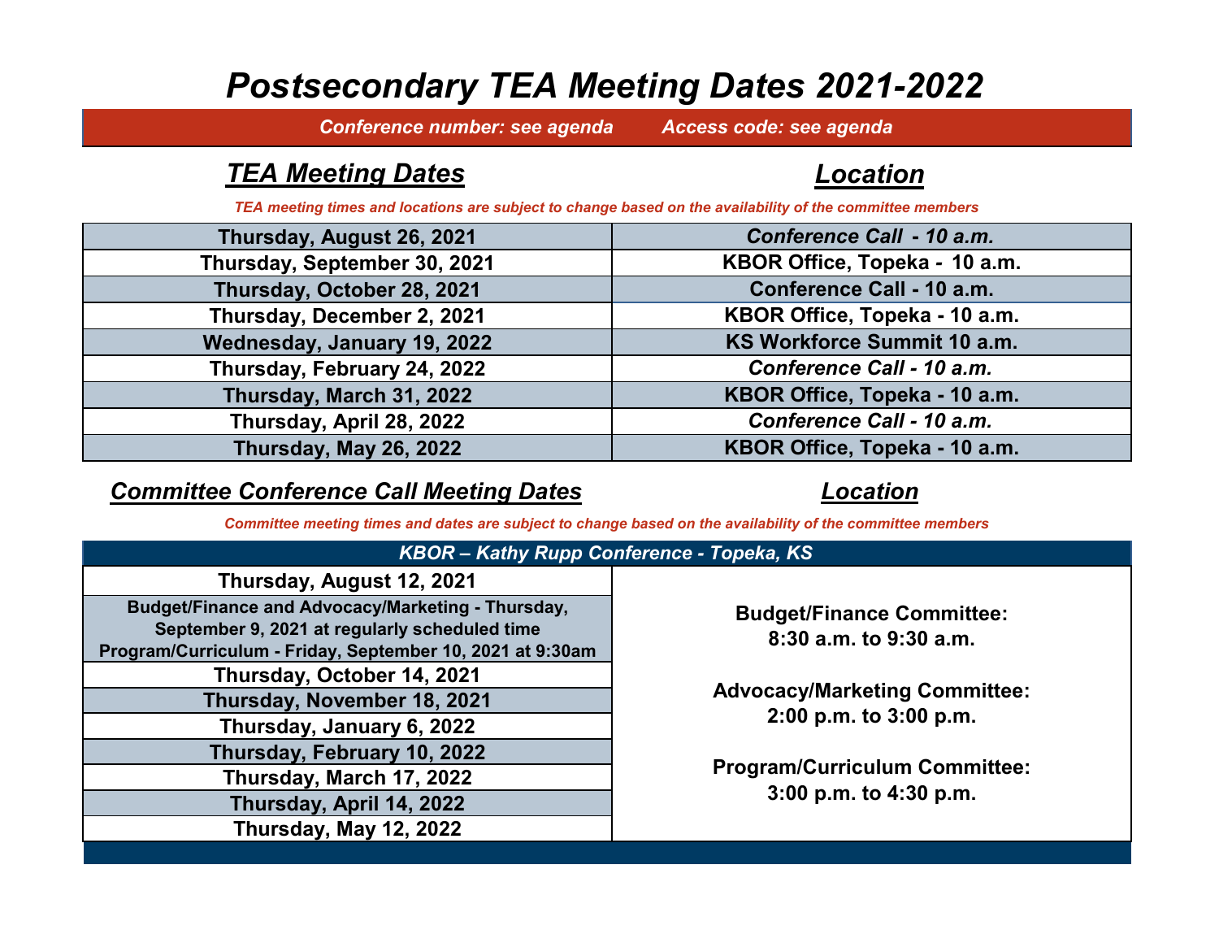# *Postsecondary TEA Meeting Dates 2021-2022*

***Conference number: see agenda Access code: see agenda***

## *TEA Meeting Dates* — *Location*

*TEA meeting times and locations are subject to change based on the availability of the committee members*

| TEA Meeting Dates | Location |
|---|---|
| **Thursday, August 26, 2021** | ***Conference Call - 10 a.m.*** |
| **Thursday, September 30, 2021** | **KBOR Office, Topeka - 10 a.m.** |
| **Thursday, October 28, 2021** | **Conference Call - 10 a.m.** |
| **Thursday, December 2, 2021** | **KBOR Office, Topeka - 10 a.m.** |
| **Wednesday, January 19, 2022** | **KS Workforce Summit 10 a.m.** |
| **Thursday, February 24, 2022** | ***Conference Call - 10 a.m.*** |
| **Thursday, March 31, 2022** | **KBOR Office, Topeka - 10 a.m.** |
| **Thursday, April 28, 2022** | ***Conference Call - 10 a.m.*** |
| **Thursday, May 26, 2022** | **KBOR Office, Topeka - 10 a.m.** |

## *Committee Conference Call Meeting Dates* — *Location*

*Committee meeting times and dates are subject to change based on the availability of the committee members*

***KBOR – Kathy Rupp Conference - Topeka, KS***

| Committee Conference Call Meeting Dates | Location |
|---|---|
| **Thursday, August 12, 2021** | **Budget/Finance Committee: 8:30 a.m. to 9:30 a.m.**<br><br>**Advocacy/Marketing Committee: 2:00 p.m. to 3:00 p.m.**<br><br>**Program/Curriculum Committee: 3:00 p.m. to 4:30 p.m.** |
| **Budget/Finance and Advocacy/Marketing - Thursday, September 9, 2021 at regularly scheduled time**<br>**Program/Curriculum - Friday, September 10, 2021 at 9:30am** | |
| **Thursday, October 14, 2021** | |
| **Thursday, November 18, 2021** | |
| **Thursday, January 6, 2022** | |
| **Thursday, February 10, 2022** | |
| **Thursday, March 17, 2022** | |
| **Thursday, April 14, 2022** | |
| **Thursday, May 12, 2022** | |